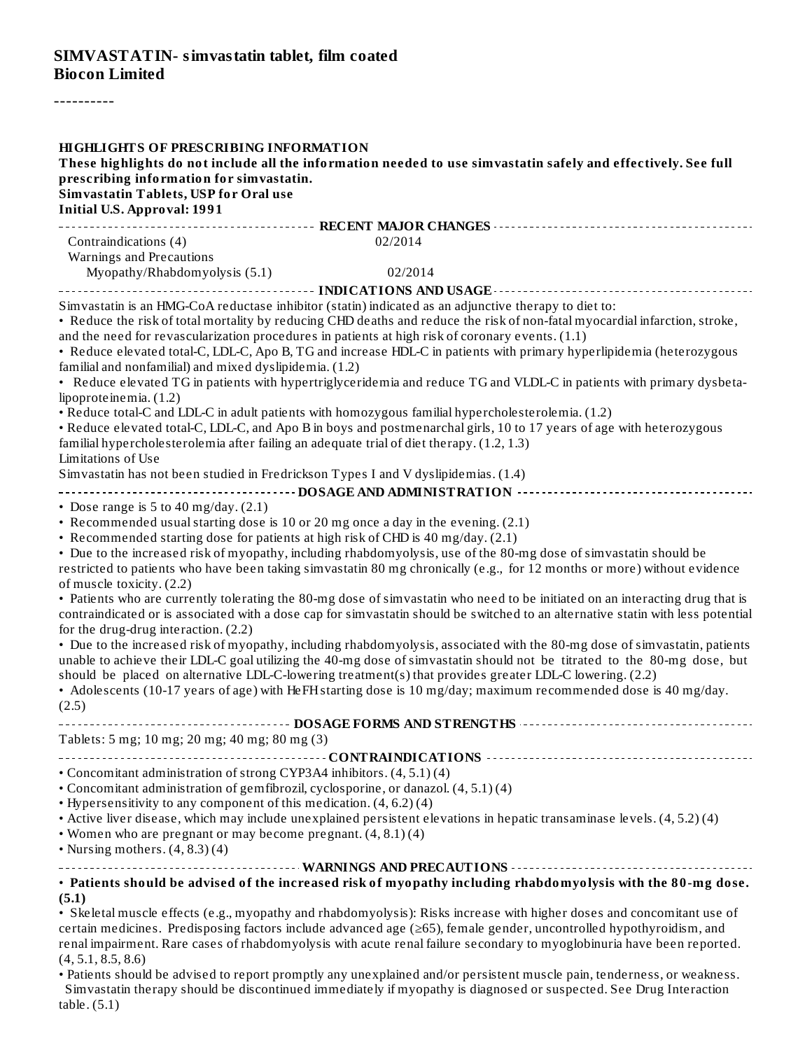**SIMVASTATIN- simvastatin tablet, film coated**
**Biocon Limited**

----------

**HIGHLIGHTS OF PRESCRIBING INFORMATION**
**These highlights do not include all the information needed to use simvastatin safely and effectively. See full prescribing information for simvastatin.**
**Simvastatin Tablets, USP for Oral use**
**Initial U.S. Approval: 1991**

**RECENT MAJOR CHANGES**

| | |
|---|---|
| Contraindications (4) | 02/2014 |
| Warnings and Precautions | |
| Myopathy/Rhabdomyolysis (5.1) | 02/2014 |

**INDICATIONS AND USAGE**

Simvastatin is an HMG-CoA reductase inhibitor (statin) indicated as an adjunctive therapy to diet to:

- Reduce the risk of total mortality by reducing CHD deaths and reduce the risk of non-fatal myocardial infarction, stroke, and the need for revascularization procedures in patients at high risk of coronary events. (1.1)
- Reduce elevated total-C, LDL-C, Apo B, TG and increase HDL-C in patients with primary hyperlipidemia (heterozygous familial and nonfamilial) and mixed dyslipidemia. (1.2)
- Reduce elevated TG in patients with hypertriglyceridemia and reduce TG and VLDL-C in patients with primary dysbeta-lipoproteinemia. (1.2)
- Reduce total-C and LDL-C in adult patients with homozygous familial hypercholesterolemia. (1.2)
- Reduce elevated total-C, LDL-C, and Apo B in boys and postmenarchal girls, 10 to 17 years of age with heterozygous familial hypercholesterolemia after failing an adequate trial of diet therapy. (1.2, 1.3)

Limitations of Use

Simvastatin has not been studied in Fredrickson Types I and V dyslipidemias. (1.4)

**DOSAGE AND ADMINISTRATION**

- Dose range is 5 to 40 mg/day. (2.1)
- Recommended usual starting dose is 10 or 20 mg once a day in the evening. (2.1)
- Recommended starting dose for patients at high risk of CHD is 40 mg/day. (2.1)
- Due to the increased risk of myopathy, including rhabdomyolysis, use of the 80-mg dose of simvastatin should be restricted to patients who have been taking simvastatin 80 mg chronically (e.g., for 12 months or more) without evidence of muscle toxicity. (2.2)
- Patients who are currently tolerating the 80-mg dose of simvastatin who need to be initiated on an interacting drug that is contraindicated or is associated with a dose cap for simvastatin should be switched to an alternative statin with less potential for the drug-drug interaction. (2.2)
- Due to the increased risk of myopathy, including rhabdomyolysis, associated with the 80-mg dose of simvastatin, patients unable to achieve their LDL-C goal utilizing the 40-mg dose of simvastatin should not be titrated to the 80-mg dose, but should be placed on alternative LDL-C-lowering treatment(s) that provides greater LDL-C lowering. (2.2)
- Adolescents (10-17 years of age) with HeFH starting dose is 10 mg/day; maximum recommended dose is 40 mg/day. (2.5)

**DOSAGE FORMS AND STRENGTHS**

Tablets: 5 mg; 10 mg; 20 mg; 40 mg; 80 mg (3)

**CONTRAINDICATIONS**

- Concomitant administration of strong CYP3A4 inhibitors. (4, 5.1) (4)
- Concomitant administration of gemfibrozil, cyclosporine, or danazol. (4, 5.1) (4)
- Hypersensitivity to any component of this medication. (4, 6.2) (4)
- Active liver disease, which may include unexplained persistent elevations in hepatic transaminase levels. (4, 5.2) (4)
- Women who are pregnant or may become pregnant. (4, 8.1) (4)
- Nursing mothers. (4, 8.3) (4)

**WARNINGS AND PRECAUTIONS**

- **Patients should be advised of the increased risk of myopathy including rhabdomyolysis with the 80-mg dose. (5.1)**
- Skeletal muscle effects (e.g., myopathy and rhabdomyolysis): Risks increase with higher doses and concomitant use of certain medicines. Predisposing factors include advanced age (≥65), female gender, uncontrolled hypothyroidism, and renal impairment. Rare cases of rhabdomyolysis with acute renal failure secondary to myoglobinuria have been reported. (4, 5.1, 8.5, 8.6)
- Patients should be advised to report promptly any unexplained and/or persistent muscle pain, tenderness, or weakness. Simvastatin therapy should be discontinued immediately if myopathy is diagnosed or suspected. See Drug Interaction table. (5.1)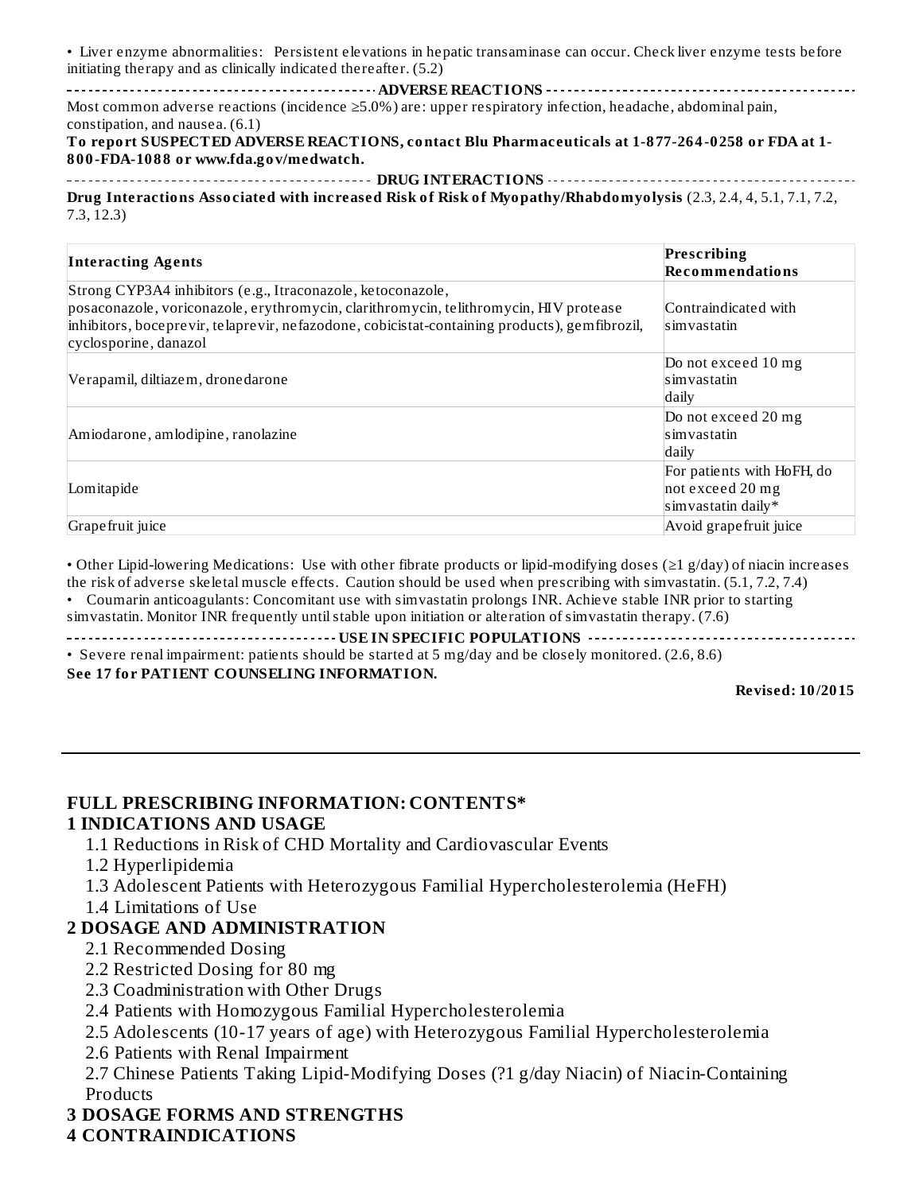• Liver enzyme abnormalities: Persistent elevations in hepatic transaminase can occur. Check liver enzyme tests before initiating therapy and as clinically indicated thereafter. (5.2)

## ADVERSE REACTIONS

Most common adverse reactions (incidence ≥5.0%) are: upper respiratory infection, headache, abdominal pain, constipation, and nausea. (6.1)

**To report SUSPECTED ADVERSE REACTIONS, contact Blu Pharmaceuticals at 1-877-264-0258 or FDA at 1-800-FDA-1088 or www.fda.gov/medwatch.**

## DRUG INTERACTIONS

**Drug Interactions Associated with increased Risk of Risk of Myopathy/Rhabdomyolysis** (2.3, 2.4, 4, 5.1, 7.1, 7.2, 7.3, 12.3)

| Interacting Agents | Prescribing Recommendations |
|---|---|
| Strong CYP3A4 inhibitors (e.g., Itraconazole, ketoconazole, posaconazole, voriconazole, erythromycin, clarithromycin, telithromycin, HIV protease inhibitors, boceprevir, telaprevir, nefazodone, cobicistat-containing products), gemfibrozil, cyclosporine, danazol | Contraindicated with simvastatin |
| Verapamil, diltiazem, dronedarone | Do not exceed 10 mg simvastatin daily |
| Amiodarone, amlodipine, ranolazine | Do not exceed 20 mg simvastatin daily |
| Lomitapide | For patients with HoFH, do not exceed 20 mg simvastatin daily* |
| Grapefruit juice | Avoid grapefruit juice |

• Other Lipid-lowering Medications: Use with other fibrate products or lipid-modifying doses (≥1 g/day) of niacin increases the risk of adverse skeletal muscle effects. Caution should be used when prescribing with simvastatin. (5.1, 7.2, 7.4)

• Coumarin anticoagulants: Concomitant use with simvastatin prolongs INR. Achieve stable INR prior to starting simvastatin. Monitor INR frequently until stable upon initiation or alteration of simvastatin therapy. (7.6)

## USE IN SPECIFIC POPULATIONS

• Severe renal impairment: patients should be started at 5 mg/day and be closely monitored. (2.6, 8.6)

**See 17 for PATIENT COUNSELING INFORMATION.**

**Revised: 10/2015**

---

# FULL PRESCRIBING INFORMATION: CONTENTS*

**1 INDICATIONS AND USAGE**

- 1.1 Reductions in Risk of CHD Mortality and Cardiovascular Events
- 1.2 Hyperlipidemia
- 1.3 Adolescent Patients with Heterozygous Familial Hypercholesterolemia (HeFH)
- 1.4 Limitations of Use

**2 DOSAGE AND ADMINISTRATION**

- 2.1 Recommended Dosing
- 2.2 Restricted Dosing for 80 mg
- 2.3 Coadministration with Other Drugs
- 2.4 Patients with Homozygous Familial Hypercholesterolemia
- 2.5 Adolescents (10-17 years of age) with Heterozygous Familial Hypercholesterolemia
- 2.6 Patients with Renal Impairment
- 2.7 Chinese Patients Taking Lipid-Modifying Doses (?1 g/day Niacin) of Niacin-Containing Products

**3 DOSAGE FORMS AND STRENGTHS**

**4 CONTRAINDICATIONS**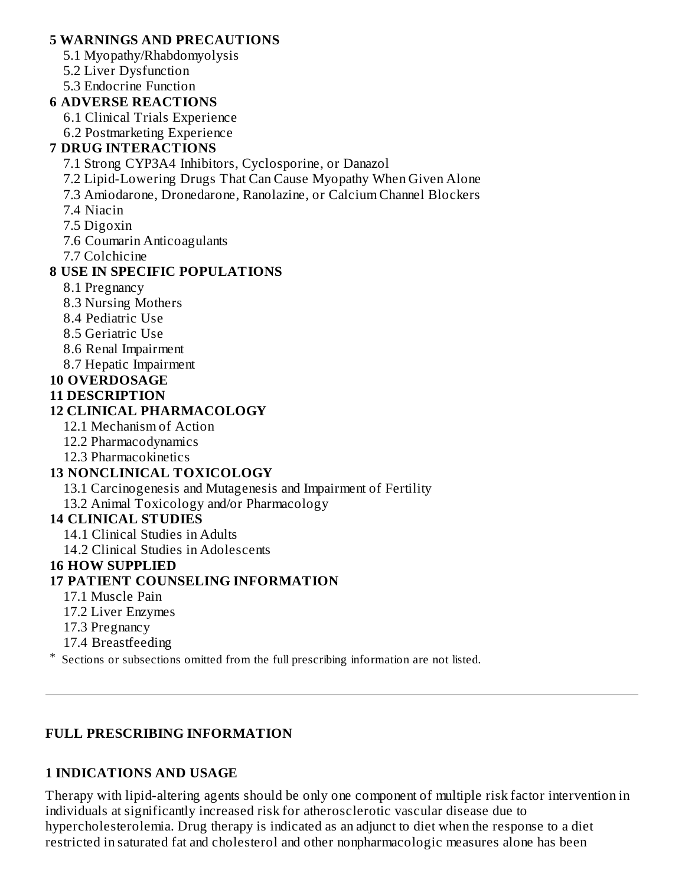**5 WARNINGS AND PRECAUTIONS**

- 5.1 Myopathy/Rhabdomyolysis
- 5.2 Liver Dysfunction
- 5.3 Endocrine Function

**6 ADVERSE REACTIONS**

- 6.1 Clinical Trials Experience
- 6.2 Postmarketing Experience

**7 DRUG INTERACTIONS**

- 7.1 Strong CYP3A4 Inhibitors, Cyclosporine, or Danazol
- 7.2 Lipid-Lowering Drugs That Can Cause Myopathy When Given Alone
- 7.3 Amiodarone, Dronedarone, Ranolazine, or Calcium Channel Blockers
- 7.4 Niacin
- 7.5 Digoxin
- 7.6 Coumarin Anticoagulants
- 7.7 Colchicine

**8 USE IN SPECIFIC POPULATIONS**

- 8.1 Pregnancy
- 8.3 Nursing Mothers
- 8.4 Pediatric Use
- 8.5 Geriatric Use
- 8.6 Renal Impairment
- 8.7 Hepatic Impairment

**10 OVERDOSAGE**

**11 DESCRIPTION**

**12 CLINICAL PHARMACOLOGY**

- 12.1 Mechanism of Action
- 12.2 Pharmacodynamics
- 12.3 Pharmacokinetics

**13 NONCLINICAL TOXICOLOGY**

- 13.1 Carcinogenesis and Mutagenesis and Impairment of Fertility
- 13.2 Animal Toxicology and/or Pharmacology

**14 CLINICAL STUDIES**

- 14.1 Clinical Studies in Adults
- 14.2 Clinical Studies in Adolescents

**16 HOW SUPPLIED**

**17 PATIENT COUNSELING INFORMATION**

- 17.1 Muscle Pain
- 17.2 Liver Enzymes
- 17.3 Pregnancy
- 17.4 Breastfeeding

\* Sections or subsections omitted from the full prescribing information are not listed.

---

## FULL PRESCRIBING INFORMATION

### 1 INDICATIONS AND USAGE

Therapy with lipid-altering agents should be only one component of multiple risk factor intervention in individuals at significantly increased risk for atherosclerotic vascular disease due to hypercholesterolemia. Drug therapy is indicated as an adjunct to diet when the response to a diet restricted in saturated fat and cholesterol and other nonpharmacologic measures alone has been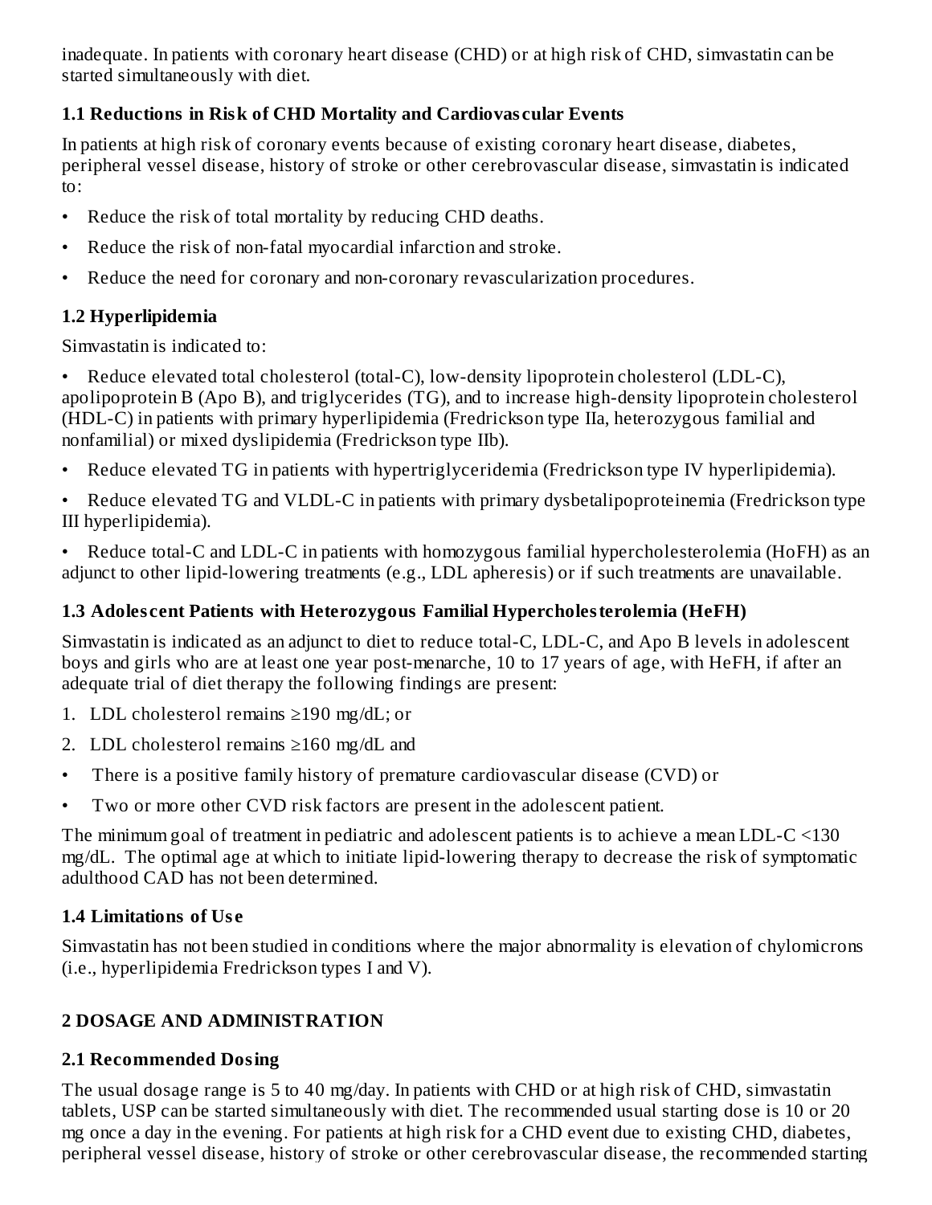inadequate. In patients with coronary heart disease (CHD) or at high risk of CHD, simvastatin can be started simultaneously with diet.

### 1.1 Reductions in Risk of CHD Mortality and Cardiovascular Events

In patients at high risk of coronary events because of existing coronary heart disease, diabetes, peripheral vessel disease, history of stroke or other cerebrovascular disease, simvastatin is indicated to:

- Reduce the risk of total mortality by reducing CHD deaths.
- Reduce the risk of non-fatal myocardial infarction and stroke.
- Reduce the need for coronary and non-coronary revascularization procedures.

### 1.2 Hyperlipidemia

Simvastatin is indicated to:

- Reduce elevated total cholesterol (total-C), low-density lipoprotein cholesterol (LDL-C), apolipoprotein B (Apo B), and triglycerides (TG), and to increase high-density lipoprotein cholesterol (HDL-C) in patients with primary hyperlipidemia (Fredrickson type IIa, heterozygous familial and nonfamilial) or mixed dyslipidemia (Fredrickson type IIb).
- Reduce elevated TG in patients with hypertriglyceridemia (Fredrickson type IV hyperlipidemia).
- Reduce elevated TG and VLDL-C in patients with primary dysbetalipoproteinemia (Fredrickson type III hyperlipidemia).
- Reduce total-C and LDL-C in patients with homozygous familial hypercholesterolemia (HoFH) as an adjunct to other lipid-lowering treatments (e.g., LDL apheresis) or if such treatments are unavailable.

### 1.3 Adolescent Patients with Heterozygous Familial Hypercholesterolemia (HeFH)

Simvastatin is indicated as an adjunct to diet to reduce total-C, LDL-C, and Apo B levels in adolescent boys and girls who are at least one year post-menarche, 10 to 17 years of age, with HeFH, if after an adequate trial of diet therapy the following findings are present:

1. LDL cholesterol remains ≥190 mg/dL; or
2. LDL cholesterol remains ≥160 mg/dL and

- There is a positive family history of premature cardiovascular disease (CVD) or
- Two or more other CVD risk factors are present in the adolescent patient.

The minimum goal of treatment in pediatric and adolescent patients is to achieve a mean LDL-C <130 mg/dL. The optimal age at which to initiate lipid-lowering therapy to decrease the risk of symptomatic adulthood CAD has not been determined.

### 1.4 Limitations of Use

Simvastatin has not been studied in conditions where the major abnormality is elevation of chylomicrons (i.e., hyperlipidemia Fredrickson types I and V).

## 2 DOSAGE AND ADMINISTRATION

### 2.1 Recommended Dosing

The usual dosage range is 5 to 40 mg/day. In patients with CHD or at high risk of CHD, simvastatin tablets, USP can be started simultaneously with diet. The recommended usual starting dose is 10 or 20 mg once a day in the evening. For patients at high risk for a CHD event due to existing CHD, diabetes, peripheral vessel disease, history of stroke or other cerebrovascular disease, the recommended starting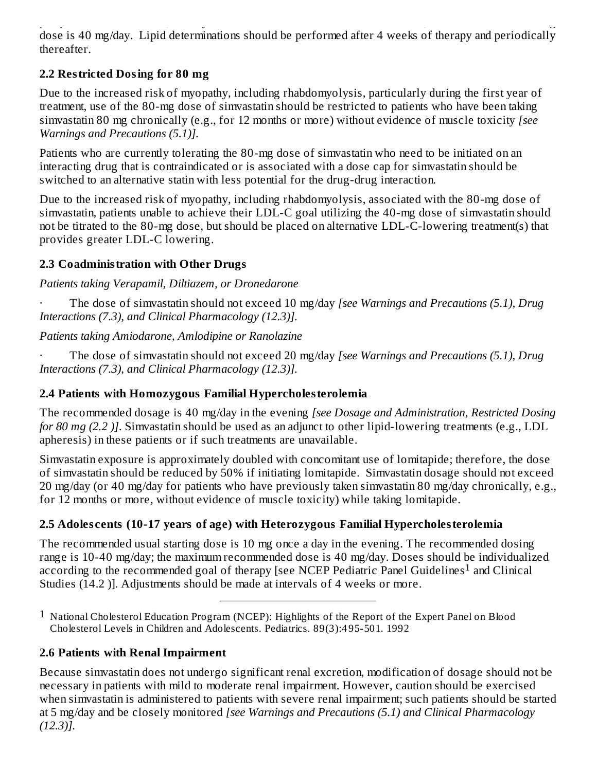dose is 40 mg/day. Lipid determinations should be performed after 4 weeks of therapy and periodically thereafter.

### 2.2 Restricted Dosing for 80 mg

Due to the increased risk of myopathy, including rhabdomyolysis, particularly during the first year of treatment, use of the 80-mg dose of simvastatin should be restricted to patients who have been taking simvastatin 80 mg chronically (e.g., for 12 months or more) without evidence of muscle toxicity *[see Warnings and Precautions (5.1)].*

Patients who are currently tolerating the 80-mg dose of simvastatin who need to be initiated on an interacting drug that is contraindicated or is associated with a dose cap for simvastatin should be switched to an alternative statin with less potential for the drug-drug interaction.

Due to the increased risk of myopathy, including rhabdomyolysis, associated with the 80-mg dose of simvastatin, patients unable to achieve their LDL-C goal utilizing the 40-mg dose of simvastatin should not be titrated to the 80-mg dose, but should be placed on alternative LDL-C-lowering treatment(s) that provides greater LDL-C lowering.

### 2.3 Coadministration with Other Drugs

*Patients taking Verapamil, Diltiazem, or Dronedarone*

· The dose of simvastatin should not exceed 10 mg/day *[see Warnings and Precautions (5.1), Drug Interactions (7.3), and Clinical Pharmacology (12.3)].*

*Patients taking Amiodarone, Amlodipine or Ranolazine*

· The dose of simvastatin should not exceed 20 mg/day *[see Warnings and Precautions (5.1), Drug Interactions (7.3), and Clinical Pharmacology (12.3)].*

### 2.4 Patients with Homozygous Familial Hypercholesterolemia

The recommended dosage is 40 mg/day in the evening *[see Dosage and Administration, Restricted Dosing for 80 mg (2.2 )]*. Simvastatin should be used as an adjunct to other lipid-lowering treatments (e.g., LDL apheresis) in these patients or if such treatments are unavailable.

Simvastatin exposure is approximately doubled with concomitant use of lomitapide; therefore, the dose of simvastatin should be reduced by 50% if initiating lomitapide. Simvastatin dosage should not exceed 20 mg/day (or 40 mg/day for patients who have previously taken simvastatin 80 mg/day chronically, e.g., for 12 months or more, without evidence of muscle toxicity) while taking lomitapide.

### 2.5 Adolescents (10-17 years of age) with Heterozygous Familial Hypercholesterolemia

The recommended usual starting dose is 10 mg once a day in the evening. The recommended dosing range is 10-40 mg/day; the maximum recommended dose is 40 mg/day. Doses should be individualized according to the recommended goal of therapy [see NCEP Pediatric Panel Guidelines[1] and Clinical Studies (14.2 )]. Adjustments should be made at intervals of 4 weeks or more.

---

[1] National Cholesterol Education Program (NCEP): Highlights of the Report of the Expert Panel on Blood Cholesterol Levels in Children and Adolescents. Pediatrics. 89(3):495-501. 1992

### 2.6 Patients with Renal Impairment

Because simvastatin does not undergo significant renal excretion, modification of dosage should not be necessary in patients with mild to moderate renal impairment. However, caution should be exercised when simvastatin is administered to patients with severe renal impairment; such patients should be started at 5 mg/day and be closely monitored *[see Warnings and Precautions (5.1) and Clinical Pharmacology (12.3)].*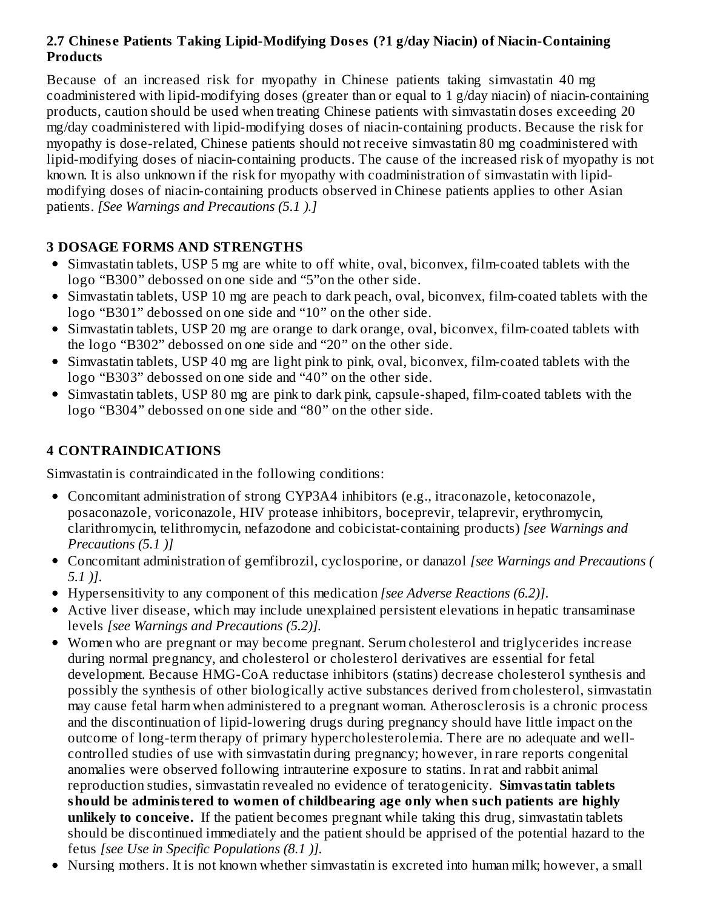### 2.7 Chinese Patients Taking Lipid-Modifying Doses (?1 g/day Niacin) of Niacin-Containing Products

Because of an increased risk for myopathy in Chinese patients taking simvastatin 40 mg coadministered with lipid-modifying doses (greater than or equal to 1 g/day niacin) of niacin-containing products, caution should be used when treating Chinese patients with simvastatin doses exceeding 20 mg/day coadministered with lipid-modifying doses of niacin-containing products. Because the risk for myopathy is dose-related, Chinese patients should not receive simvastatin 80 mg coadministered with lipid-modifying doses of niacin-containing products. The cause of the increased risk of myopathy is not known. It is also unknown if the risk for myopathy with coadministration of simvastatin with lipid-modifying doses of niacin-containing products observed in Chinese patients applies to other Asian patients. *[See Warnings and Precautions (5.1 ).]*

## 3 DOSAGE FORMS AND STRENGTHS

- Simvastatin tablets, USP 5 mg are white to off white, oval, biconvex, film-coated tablets with the logo “B300” debossed on one side and “5”on the other side.
- Simvastatin tablets, USP 10 mg are peach to dark peach, oval, biconvex, film-coated tablets with the logo “B301” debossed on one side and “10” on the other side.
- Simvastatin tablets, USP 20 mg are orange to dark orange, oval, biconvex, film-coated tablets with the logo “B302” debossed on one side and “20” on the other side.
- Simvastatin tablets, USP 40 mg are light pink to pink, oval, biconvex, film-coated tablets with the logo “B303” debossed on one side and “40” on the other side.
- Simvastatin tablets, USP 80 mg are pink to dark pink, capsule-shaped, film-coated tablets with the logo “B304” debossed on one side and “80” on the other side.

## 4 CONTRAINDICATIONS

Simvastatin is contraindicated in the following conditions:

- Concomitant administration of strong CYP3A4 inhibitors (e.g., itraconazole, ketoconazole, posaconazole, voriconazole, HIV protease inhibitors, boceprevir, telaprevir, erythromycin, clarithromycin, telithromycin, nefazodone and cobicistat-containing products) *[see Warnings and Precautions (5.1 )]*
- Concomitant administration of gemfibrozil, cyclosporine, or danazol *[see Warnings and Precautions ( 5.1 )]*.
- Hypersensitivity to any component of this medication *[see Adverse Reactions (6.2)]*.
- Active liver disease, which may include unexplained persistent elevations in hepatic transaminase levels *[see Warnings and Precautions (5.2)]*.
- Women who are pregnant or may become pregnant. Serum cholesterol and triglycerides increase during normal pregnancy, and cholesterol or cholesterol derivatives are essential for fetal development. Because HMG-CoA reductase inhibitors (statins) decrease cholesterol synthesis and possibly the synthesis of other biologically active substances derived from cholesterol, simvastatin may cause fetal harm when administered to a pregnant woman. Atherosclerosis is a chronic process and the discontinuation of lipid-lowering drugs during pregnancy should have little impact on the outcome of long-term therapy of primary hypercholesterolemia. There are no adequate and well-controlled studies of use with simvastatin during pregnancy; however, in rare reports congenital anomalies were observed following intrauterine exposure to statins. In rat and rabbit animal reproduction studies, simvastatin revealed no evidence of teratogenicity. **Simvastatin tablets should be administered to women of childbearing age only when such patients are highly unlikely to conceive.** If the patient becomes pregnant while taking this drug, simvastatin tablets should be discontinued immediately and the patient should be apprised of the potential hazard to the fetus *[see Use in Specific Populations (8.1 )]*.
- Nursing mothers. It is not known whether simvastatin is excreted into human milk; however, a small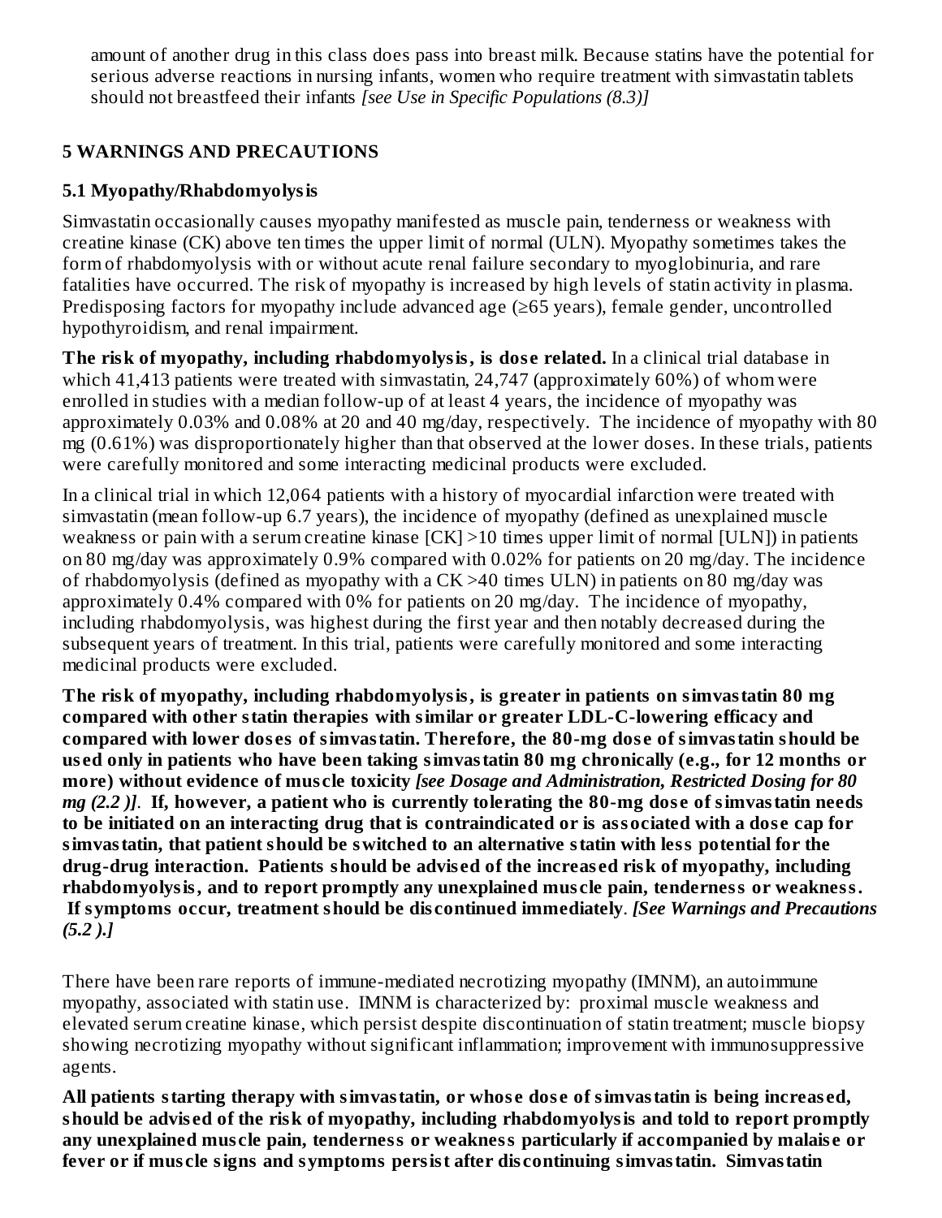amount of another drug in this class does pass into breast milk. Because statins have the potential for serious adverse reactions in nursing infants, women who require treatment with simvastatin tablets should not breastfeed their infants *[see Use in Specific Populations (8.3)]*

## 5 WARNINGS AND PRECAUTIONS

### 5.1 Myopathy/Rhabdomyolysis

Simvastatin occasionally causes myopathy manifested as muscle pain, tenderness or weakness with creatine kinase (CK) above ten times the upper limit of normal (ULN). Myopathy sometimes takes the form of rhabdomyolysis with or without acute renal failure secondary to myoglobinuria, and rare fatalities have occurred. The risk of myopathy is increased by high levels of statin activity in plasma. Predisposing factors for myopathy include advanced age (≥65 years), female gender, uncontrolled hypothyroidism, and renal impairment.

**The risk of myopathy, including rhabdomyolysis, is dose related.** In a clinical trial database in which 41,413 patients were treated with simvastatin, 24,747 (approximately 60%) of whom were enrolled in studies with a median follow-up of at least 4 years, the incidence of myopathy was approximately 0.03% and 0.08% at 20 and 40 mg/day, respectively. The incidence of myopathy with 80 mg (0.61%) was disproportionately higher than that observed at the lower doses. In these trials, patients were carefully monitored and some interacting medicinal products were excluded.

In a clinical trial in which 12,064 patients with a history of myocardial infarction were treated with simvastatin (mean follow-up 6.7 years), the incidence of myopathy (defined as unexplained muscle weakness or pain with a serum creatine kinase [CK] >10 times upper limit of normal [ULN]) in patients on 80 mg/day was approximately 0.9% compared with 0.02% for patients on 20 mg/day. The incidence of rhabdomyolysis (defined as myopathy with a CK >40 times ULN) in patients on 80 mg/day was approximately 0.4% compared with 0% for patients on 20 mg/day. The incidence of myopathy, including rhabdomyolysis, was highest during the first year and then notably decreased during the subsequent years of treatment. In this trial, patients were carefully monitored and some interacting medicinal products were excluded.

**The risk of myopathy, including rhabdomyolysis, is greater in patients on simvastatin 80 mg compared with other statin therapies with similar or greater LDL-C-lowering efficacy and compared with lower doses of simvastatin. Therefore, the 80-mg dose of simvastatin should be used only in patients who have been taking simvastatin 80 mg chronically (e.g., for 12 months or more) without evidence of muscle toxicity *[see Dosage and Administration, Restricted Dosing for 80 mg (2.2 )]*. If, however, a patient who is currently tolerating the 80-mg dose of simvastatin needs to be initiated on an interacting drug that is contraindicated or is associated with a dose cap for simvastatin, that patient should be switched to an alternative statin with less potential for the drug-drug interaction. Patients should be advised of the increased risk of myopathy, including rhabdomyolysis, and to report promptly any unexplained muscle pain, tenderness or weakness. If symptoms occur, treatment should be discontinued immediately**. ***[See Warnings and Precautions (5.2 ).]***

There have been rare reports of immune-mediated necrotizing myopathy (IMNM), an autoimmune myopathy, associated with statin use. IMNM is characterized by: proximal muscle weakness and elevated serum creatine kinase, which persist despite discontinuation of statin treatment; muscle biopsy showing necrotizing myopathy without significant inflammation; improvement with immunosuppressive agents.

**All patients starting therapy with simvastatin, or whose dose of simvastatin is being increased, should be advised of the risk of myopathy, including rhabdomyolysis and told to report promptly any unexplained muscle pain, tenderness or weakness particularly if accompanied by malaise or fever or if muscle signs and symptoms persist after discontinuing simvastatin. Simvastatin**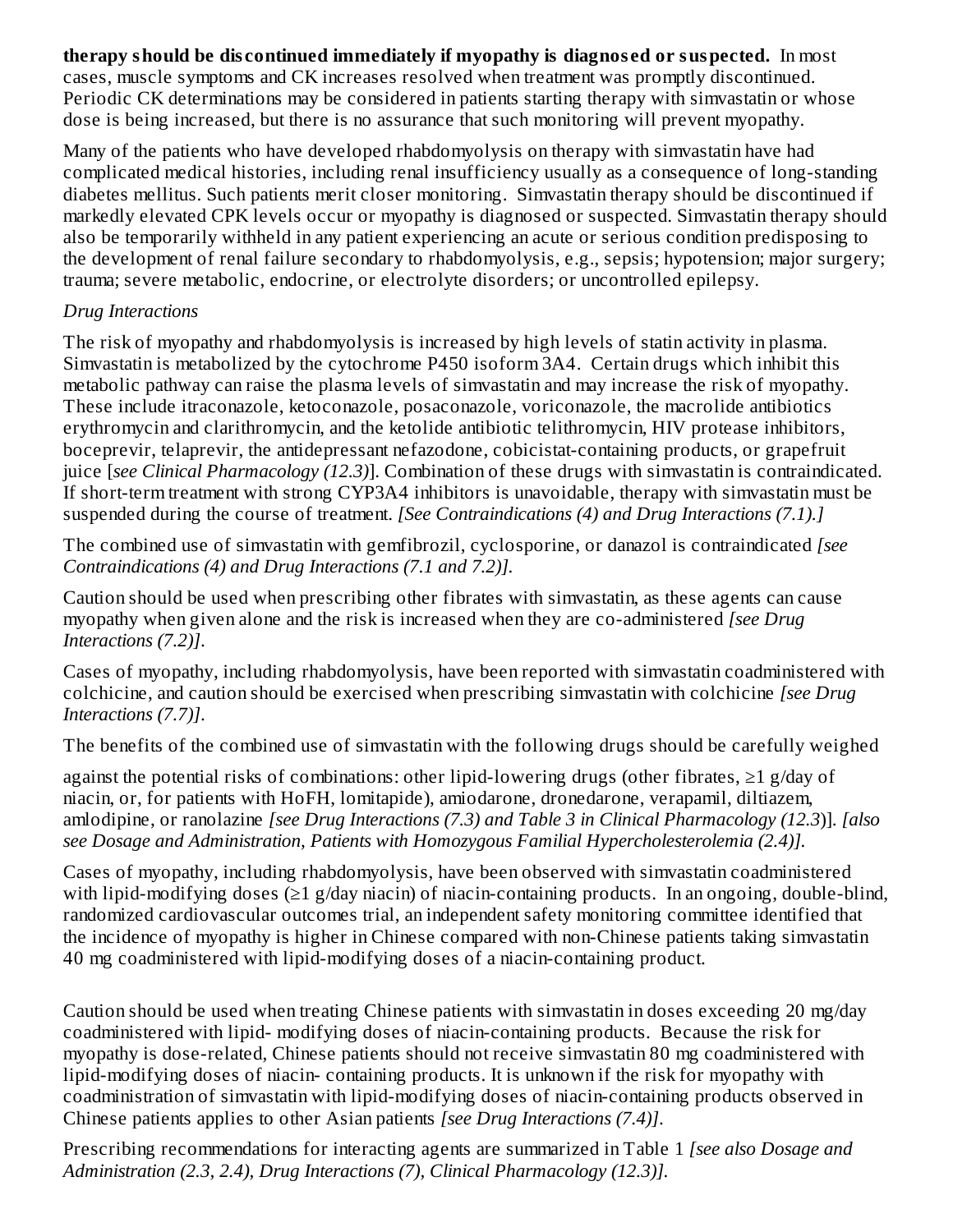**therapy should be discontinued immediately if myopathy is diagnosed or suspected.** In most cases, muscle symptoms and CK increases resolved when treatment was promptly discontinued. Periodic CK determinations may be considered in patients starting therapy with simvastatin or whose dose is being increased, but there is no assurance that such monitoring will prevent myopathy.

Many of the patients who have developed rhabdomyolysis on therapy with simvastatin have had complicated medical histories, including renal insufficiency usually as a consequence of long-standing diabetes mellitus. Such patients merit closer monitoring. Simvastatin therapy should be discontinued if markedly elevated CPK levels occur or myopathy is diagnosed or suspected. Simvastatin therapy should also be temporarily withheld in any patient experiencing an acute or serious condition predisposing to the development of renal failure secondary to rhabdomyolysis, e.g., sepsis; hypotension; major surgery; trauma; severe metabolic, endocrine, or electrolyte disorders; or uncontrolled epilepsy.

*Drug Interactions*

The risk of myopathy and rhabdomyolysis is increased by high levels of statin activity in plasma. Simvastatin is metabolized by the cytochrome P450 isoform 3A4. Certain drugs which inhibit this metabolic pathway can raise the plasma levels of simvastatin and may increase the risk of myopathy. These include itraconazole, ketoconazole, posaconazole, voriconazole, the macrolide antibiotics erythromycin and clarithromycin, and the ketolide antibiotic telithromycin, HIV protease inhibitors, boceprevir, telaprevir, the antidepressant nefazodone, cobicistat-containing products, or grapefruit juice [*see Clinical Pharmacology (12.3)*]. Combination of these drugs with simvastatin is contraindicated. If short-term treatment with strong CYP3A4 inhibitors is unavoidable, therapy with simvastatin must be suspended during the course of treatment. *[See Contraindications (4) and Drug Interactions (7.1).]*

The combined use of simvastatin with gemfibrozil, cyclosporine, or danazol is contraindicated *[see Contraindications (4) and Drug Interactions (7.1 and 7.2)].*

Caution should be used when prescribing other fibrates with simvastatin, as these agents can cause myopathy when given alone and the risk is increased when they are co-administered *[see Drug Interactions (7.2)]*.

Cases of myopathy, including rhabdomyolysis, have been reported with simvastatin coadministered with colchicine, and caution should be exercised when prescribing simvastatin with colchicine *[see Drug Interactions (7.7)]*.

The benefits of the combined use of simvastatin with the following drugs should be carefully weighed against the potential risks of combinations: other lipid-lowering drugs (other fibrates, ≥1 g/day of niacin, or, for patients with HoFH, lomitapide), amiodarone, dronedarone, verapamil, diltiazem, amlodipine, or ranolazine *[see Drug Interactions (7.3) and Table 3 in Clinical Pharmacology (12.3)*]. *[also see Dosage and Administration, Patients with Homozygous Familial Hypercholesterolemia (2.4)]*.

Cases of myopathy, including rhabdomyolysis, have been observed with simvastatin coadministered with lipid-modifying doses (≥1 g/day niacin) of niacin-containing products. In an ongoing, double-blind, randomized cardiovascular outcomes trial, an independent safety monitoring committee identified that the incidence of myopathy is higher in Chinese compared with non-Chinese patients taking simvastatin 40 mg coadministered with lipid-modifying doses of a niacin-containing product.

Caution should be used when treating Chinese patients with simvastatin in doses exceeding 20 mg/day coadministered with lipid- modifying doses of niacin-containing products. Because the risk for myopathy is dose-related, Chinese patients should not receive simvastatin 80 mg coadministered with lipid-modifying doses of niacin- containing products. It is unknown if the risk for myopathy with coadministration of simvastatin with lipid-modifying doses of niacin-containing products observed in Chinese patients applies to other Asian patients *[see Drug Interactions (7.4)]*.

Prescribing recommendations for interacting agents are summarized in Table 1 *[see also Dosage and Administration (2.3, 2.4), Drug Interactions (7), Clinical Pharmacology (12.3)]*.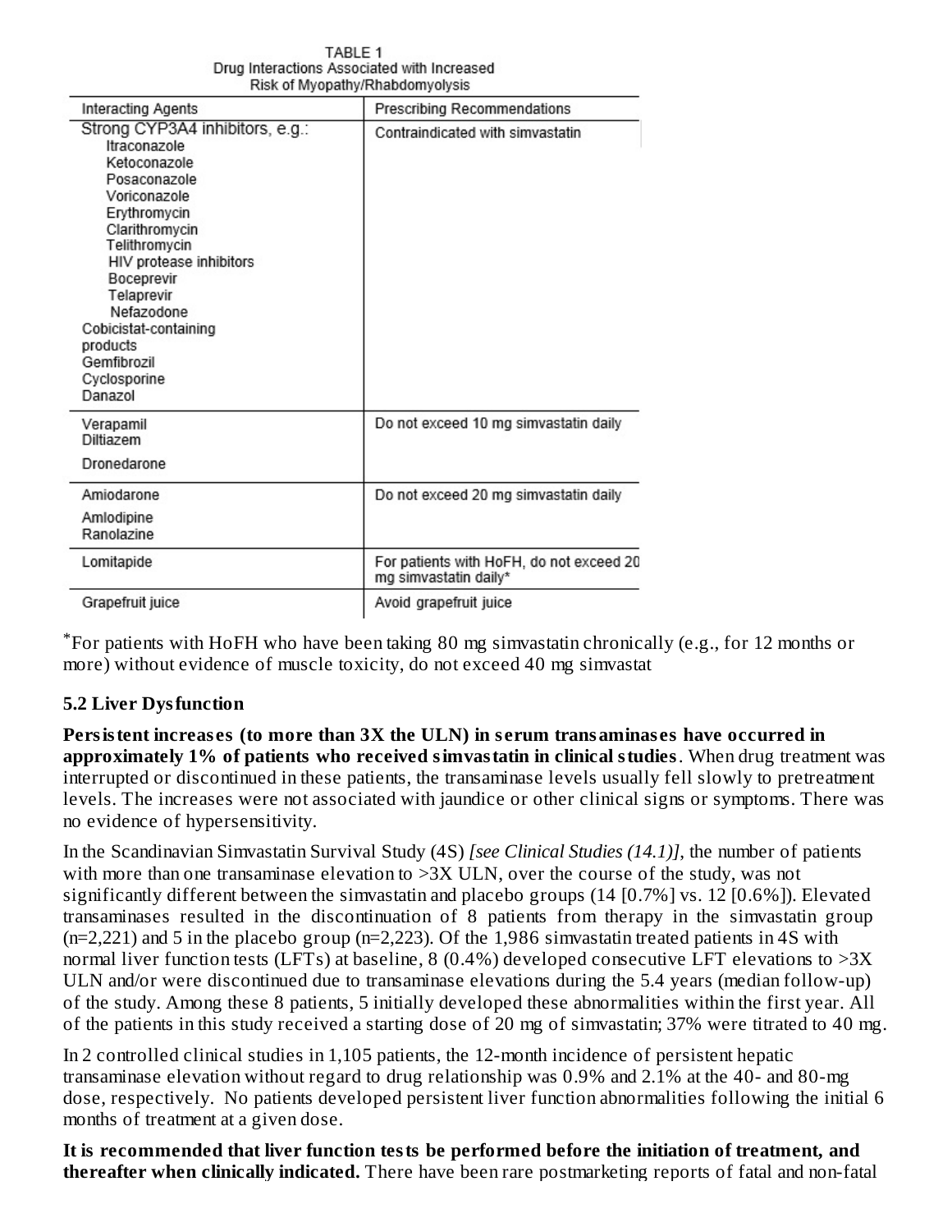TABLE 1
Drug Interactions Associated with Increased Risk of Myopathy/Rhabdomyolysis

| Interacting Agents | Prescribing Recommendations |
|---|---|
| Strong CYP3A4 inhibitors, e.g.: Itraconazole, Ketoconazole, Posaconazole, Voriconazole, Erythromycin, Clarithromycin, Telithromycin, HIV protease inhibitors, Boceprevir, Telaprevir, Nefazodone; Cobicistat-containing products; Gemfibrozil; Cyclosporine; Danazol | Contraindicated with simvastatin |
| Verapamil, Diltiazem, Dronedarone | Do not exceed 10 mg simvastatin daily |
| Amiodarone, Amlodipine, Ranolazine | Do not exceed 20 mg simvastatin daily |
| Lomitapide | For patients with HoFH, do not exceed 20 mg simvastatin daily* |
| Grapefruit juice | Avoid grapefruit juice |

*For patients with HoFH who have been taking 80 mg simvastatin chronically (e.g., for 12 months or more) without evidence of muscle toxicity, do not exceed 40 mg simvastat

### 5.2 Liver Dysfunction

**Persistent increases (to more than 3X the ULN) in serum transaminases have occurred in approximately 1% of patients who received simvastatin in clinical studies**. When drug treatment was interrupted or discontinued in these patients, the transaminase levels usually fell slowly to pretreatment levels. The increases were not associated with jaundice or other clinical signs or symptoms. There was no evidence of hypersensitivity.

In the Scandinavian Simvastatin Survival Study (4S) *[see Clinical Studies (14.1)]*, the number of patients with more than one transaminase elevation to >3X ULN, over the course of the study, was not significantly different between the simvastatin and placebo groups (14 [0.7%] vs. 12 [0.6%]). Elevated transaminases resulted in the discontinuation of 8 patients from therapy in the simvastatin group (n=2,221) and 5 in the placebo group (n=2,223). Of the 1,986 simvastatin treated patients in 4S with normal liver function tests (LFTs) at baseline, 8 (0.4%) developed consecutive LFT elevations to >3X ULN and/or were discontinued due to transaminase elevations during the 5.4 years (median follow-up) of the study. Among these 8 patients, 5 initially developed these abnormalities within the first year. All of the patients in this study received a starting dose of 20 mg of simvastatin; 37% were titrated to 40 mg.

In 2 controlled clinical studies in 1,105 patients, the 12-month incidence of persistent hepatic transaminase elevation without regard to drug relationship was 0.9% and 2.1% at the 40- and 80-mg dose, respectively. No patients developed persistent liver function abnormalities following the initial 6 months of treatment at a given dose.

**It is recommended that liver function tests be performed before the initiation of treatment, and thereafter when clinically indicated.** There have been rare postmarketing reports of fatal and non-fatal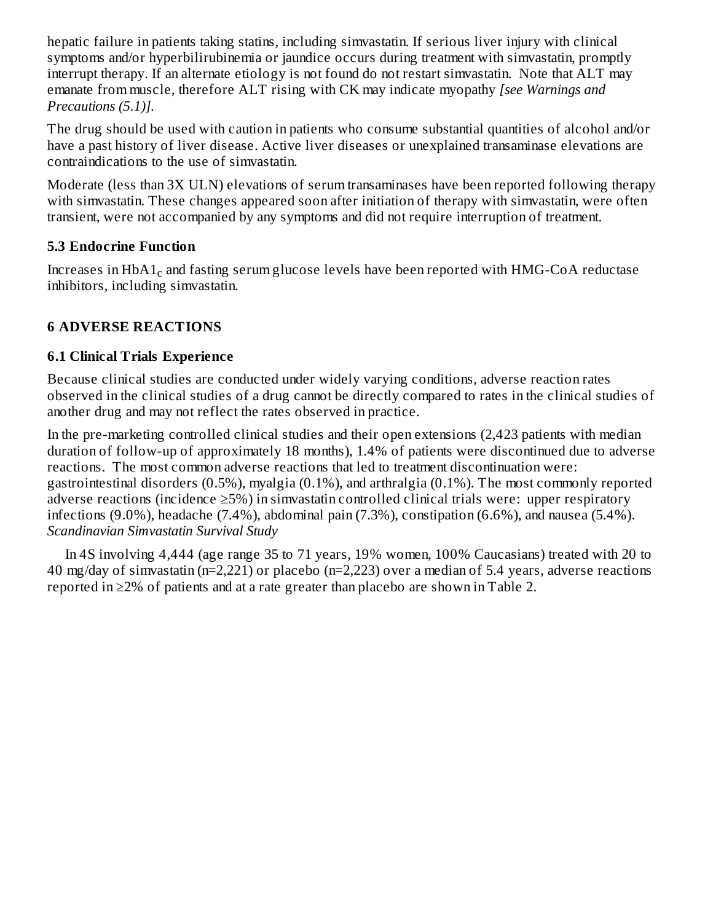hepatic failure in patients taking statins, including simvastatin. If serious liver injury with clinical symptoms and/or hyperbilirubinemia or jaundice occurs during treatment with simvastatin, promptly interrupt therapy. If an alternate etiology is not found do not restart simvastatin. Note that ALT may emanate from muscle, therefore ALT rising with CK may indicate myopathy *[see Warnings and Precautions (5.1)]*.

The drug should be used with caution in patients who consume substantial quantities of alcohol and/or have a past history of liver disease. Active liver diseases or unexplained transaminase elevations are contraindications to the use of simvastatin.

Moderate (less than 3X ULN) elevations of serum transaminases have been reported following therapy with simvastatin. These changes appeared soon after initiation of therapy with simvastatin, were often transient, were not accompanied by any symptoms and did not require interruption of treatment.

### 5.3 Endocrine Function

Increases in $HbA1_c$ and fasting serum glucose levels have been reported with HMG-CoA reductase inhibitors, including simvastatin.

## 6 ADVERSE REACTIONS

### 6.1 Clinical Trials Experience

Because clinical studies are conducted under widely varying conditions, adverse reaction rates observed in the clinical studies of a drug cannot be directly compared to rates in the clinical studies of another drug and may not reflect the rates observed in practice.

In the pre-marketing controlled clinical studies and their open extensions (2,423 patients with median duration of follow-up of approximately 18 months), 1.4% of patients were discontinued due to adverse reactions. The most common adverse reactions that led to treatment discontinuation were: gastrointestinal disorders (0.5%), myalgia (0.1%), and arthralgia (0.1%). The most commonly reported adverse reactions (incidence ≥5%) in simvastatin controlled clinical trials were: upper respiratory infections (9.0%), headache (7.4%), abdominal pain (7.3%), constipation (6.6%), and nausea (5.4%).

*Scandinavian Simvastatin Survival Study*

In 4S involving 4,444 (age range 35 to 71 years, 19% women, 100% Caucasians) treated with 20 to 40 mg/day of simvastatin (n=2,221) or placebo (n=2,223) over a median of 5.4 years, adverse reactions reported in ≥2% of patients and at a rate greater than placebo are shown in Table 2.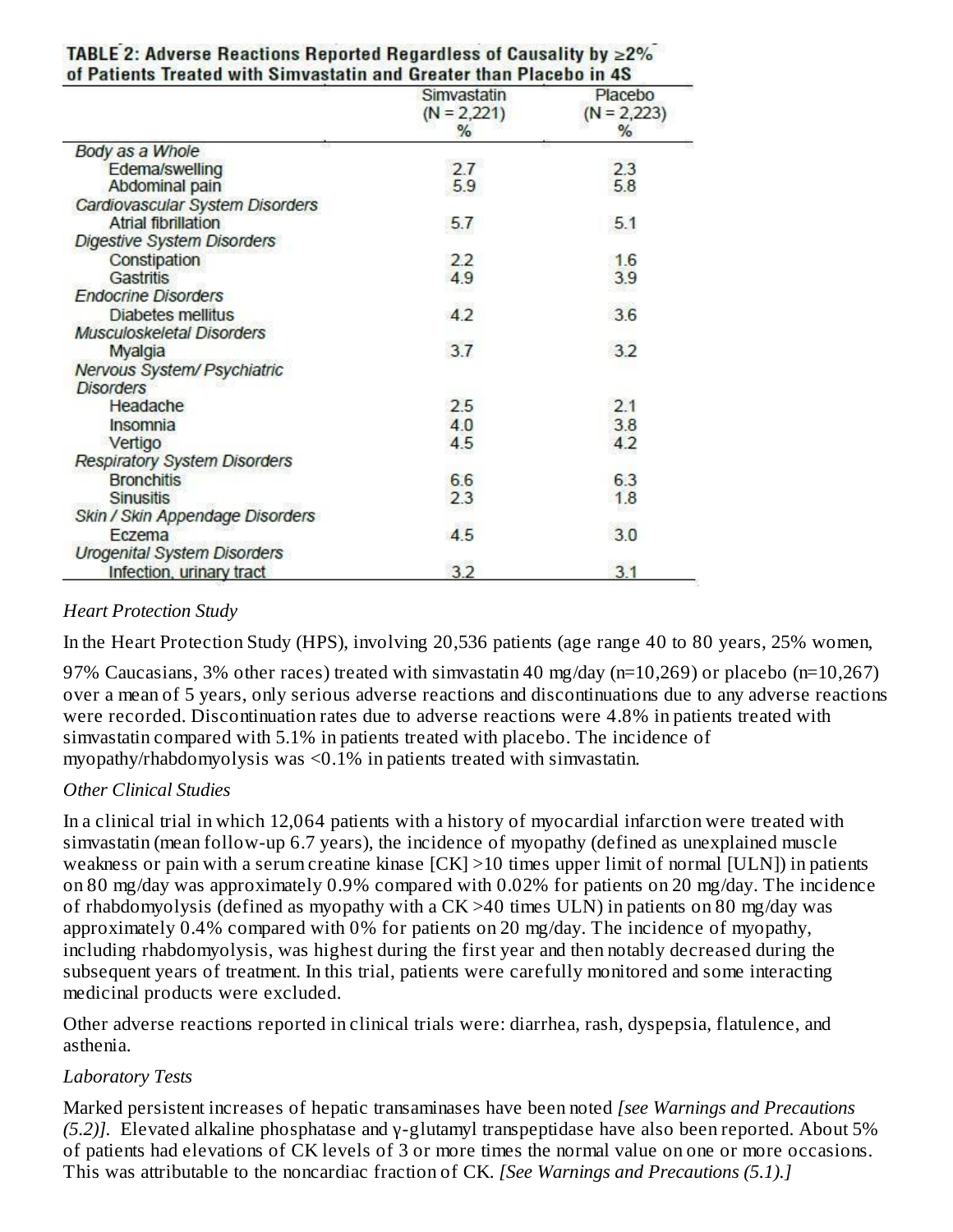**TABLE 2: Adverse Reactions Reported Regardless of Causality by ≥2% of Patients Treated with Simvastatin and Greater than Placebo in 4S**

| | Simvastatin (N = 2,221) % | Placebo (N = 2,223) % |
|---|---|---|
| *Body as a Whole* | | |
| Edema/swelling | 2.7 | 2.3 |
| Abdominal pain | 5.9 | 5.8 |
| *Cardiovascular System Disorders* | | |
| Atrial fibrillation | 5.7 | 5.1 |
| *Digestive System Disorders* | | |
| Constipation | 2.2 | 1.6 |
| Gastritis | 4.9 | 3.9 |
| *Endocrine Disorders* | | |
| Diabetes mellitus | 4.2 | 3.6 |
| *Musculoskeletal Disorders* | | |
| Myalgia | 3.7 | 3.2 |
| *Nervous System/ Psychiatric Disorders* | | |
| Headache | 2.5 | 2.1 |
| Insomnia | 4.0 | 3.8 |
| Vertigo | 4.5 | 4.2 |
| *Respiratory System Disorders* | | |
| Bronchitis | 6.6 | 6.3 |
| Sinusitis | 2.3 | 1.8 |
| *Skin / Skin Appendage Disorders* | | |
| Eczema | 4.5 | 3.0 |
| *Urogenital System Disorders* | | |
| Infection, urinary tract | 3.2 | 3.1 |

*Heart Protection Study*

In the Heart Protection Study (HPS), involving 20,536 patients (age range 40 to 80 years, 25% women, 97% Caucasians, 3% other races) treated with simvastatin 40 mg/day (n=10,269) or placebo (n=10,267) over a mean of 5 years, only serious adverse reactions and discontinuations due to any adverse reactions were recorded. Discontinuation rates due to adverse reactions were 4.8% in patients treated with simvastatin compared with 5.1% in patients treated with placebo. The incidence of myopathy/rhabdomyolysis was <0.1% in patients treated with simvastatin.

*Other Clinical Studies*

In a clinical trial in which 12,064 patients with a history of myocardial infarction were treated with simvastatin (mean follow-up 6.7 years), the incidence of myopathy (defined as unexplained muscle weakness or pain with a serum creatine kinase [CK] >10 times upper limit of normal [ULN]) in patients on 80 mg/day was approximately 0.9% compared with 0.02% for patients on 20 mg/day. The incidence of rhabdomyolysis (defined as myopathy with a CK >40 times ULN) in patients on 80 mg/day was approximately 0.4% compared with 0% for patients on 20 mg/day. The incidence of myopathy, including rhabdomyolysis, was highest during the first year and then notably decreased during the subsequent years of treatment. In this trial, patients were carefully monitored and some interacting medicinal products were excluded.

Other adverse reactions reported in clinical trials were: diarrhea, rash, dyspepsia, flatulence, and asthenia.

*Laboratory Tests*

Marked persistent increases of hepatic transaminases have been noted *[see Warnings and Precautions (5.2)]*. Elevated alkaline phosphatase and γ-glutamyl transpeptidase have also been reported. About 5% of patients had elevations of CK levels of 3 or more times the normal value on one or more occasions. This was attributable to the noncardiac fraction of CK. *[See Warnings and Precautions (5.1).]*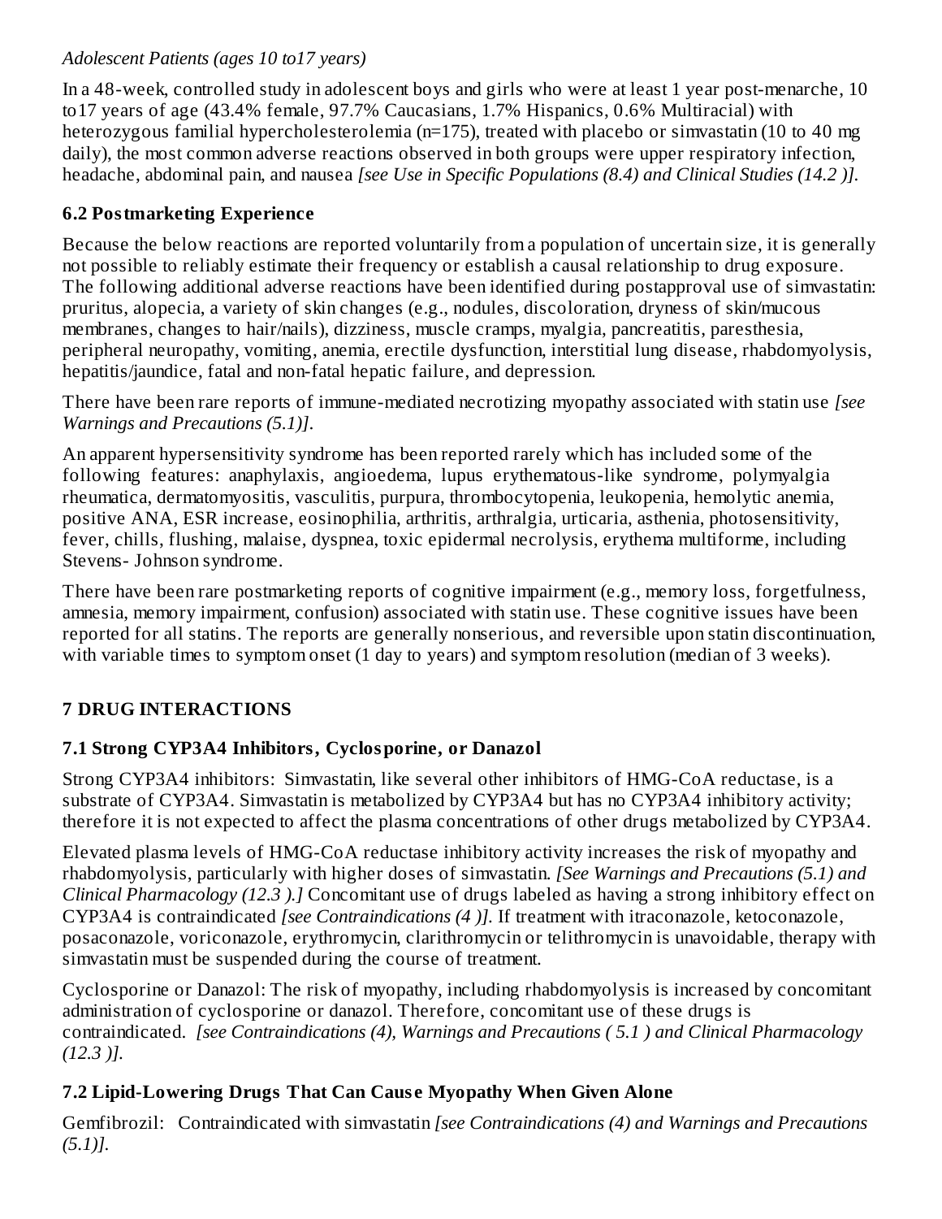*Adolescent Patients (ages 10 to17 years)*

In a 48-week, controlled study in adolescent boys and girls who were at least 1 year post-menarche, 10 to17 years of age (43.4% female, 97.7% Caucasians, 1.7% Hispanics, 0.6% Multiracial) with heterozygous familial hypercholesterolemia (n=175), treated with placebo or simvastatin (10 to 40 mg daily), the most common adverse reactions observed in both groups were upper respiratory infection, headache, abdominal pain, and nausea *[see Use in Specific Populations (8.4) and Clinical Studies (14.2 )].*

## 6.2 Postmarketing Experience

Because the below reactions are reported voluntarily from a population of uncertain size, it is generally not possible to reliably estimate their frequency or establish a causal relationship to drug exposure. The following additional adverse reactions have been identified during postapproval use of simvastatin: pruritus, alopecia, a variety of skin changes (e.g., nodules, discoloration, dryness of skin/mucous membranes, changes to hair/nails), dizziness, muscle cramps, myalgia, pancreatitis, paresthesia, peripheral neuropathy, vomiting, anemia, erectile dysfunction, interstitial lung disease, rhabdomyolysis, hepatitis/jaundice, fatal and non-fatal hepatic failure, and depression.

There have been rare reports of immune-mediated necrotizing myopathy associated with statin use *[see Warnings and Precautions (5.1)].*

An apparent hypersensitivity syndrome has been reported rarely which has included some of the following features: anaphylaxis, angioedema, lupus erythematous-like syndrome, polymyalgia rheumatica, dermatomyositis, vasculitis, purpura, thrombocytopenia, leukopenia, hemolytic anemia, positive ANA, ESR increase, eosinophilia, arthritis, arthralgia, urticaria, asthenia, photosensitivity, fever, chills, flushing, malaise, dyspnea, toxic epidermal necrolysis, erythema multiforme, including Stevens- Johnson syndrome.

There have been rare postmarketing reports of cognitive impairment (e.g., memory loss, forgetfulness, amnesia, memory impairment, confusion) associated with statin use. These cognitive issues have been reported for all statins. The reports are generally nonserious, and reversible upon statin discontinuation, with variable times to symptom onset (1 day to years) and symptom resolution (median of 3 weeks).

# 7 DRUG INTERACTIONS

## 7.1 Strong CYP3A4 Inhibitors, Cyclosporine, or Danazol

Strong CYP3A4 inhibitors: Simvastatin, like several other inhibitors of HMG-CoA reductase, is a substrate of CYP3A4. Simvastatin is metabolized by CYP3A4 but has no CYP3A4 inhibitory activity; therefore it is not expected to affect the plasma concentrations of other drugs metabolized by CYP3A4.

Elevated plasma levels of HMG-CoA reductase inhibitory activity increases the risk of myopathy and rhabdomyolysis, particularly with higher doses of simvastatin. *[See Warnings and Precautions (5.1) and Clinical Pharmacology (12.3 ).]* Concomitant use of drugs labeled as having a strong inhibitory effect on CYP3A4 is contraindicated *[see Contraindications (4 )].* If treatment with itraconazole, ketoconazole, posaconazole, voriconazole, erythromycin, clarithromycin or telithromycin is unavoidable, therapy with simvastatin must be suspended during the course of treatment.

Cyclosporine or Danazol: The risk of myopathy, including rhabdomyolysis is increased by concomitant administration of cyclosporine or danazol. Therefore, concomitant use of these drugs is contraindicated. *[see Contraindications (4), Warnings and Precautions ( 5.1 ) and Clinical Pharmacology (12.3 )].*

## 7.2 Lipid-Lowering Drugs That Can Cause Myopathy When Given Alone

Gemfibrozil: Contraindicated with simvastatin *[see Contraindications (4) and Warnings and Precautions (5.1)].*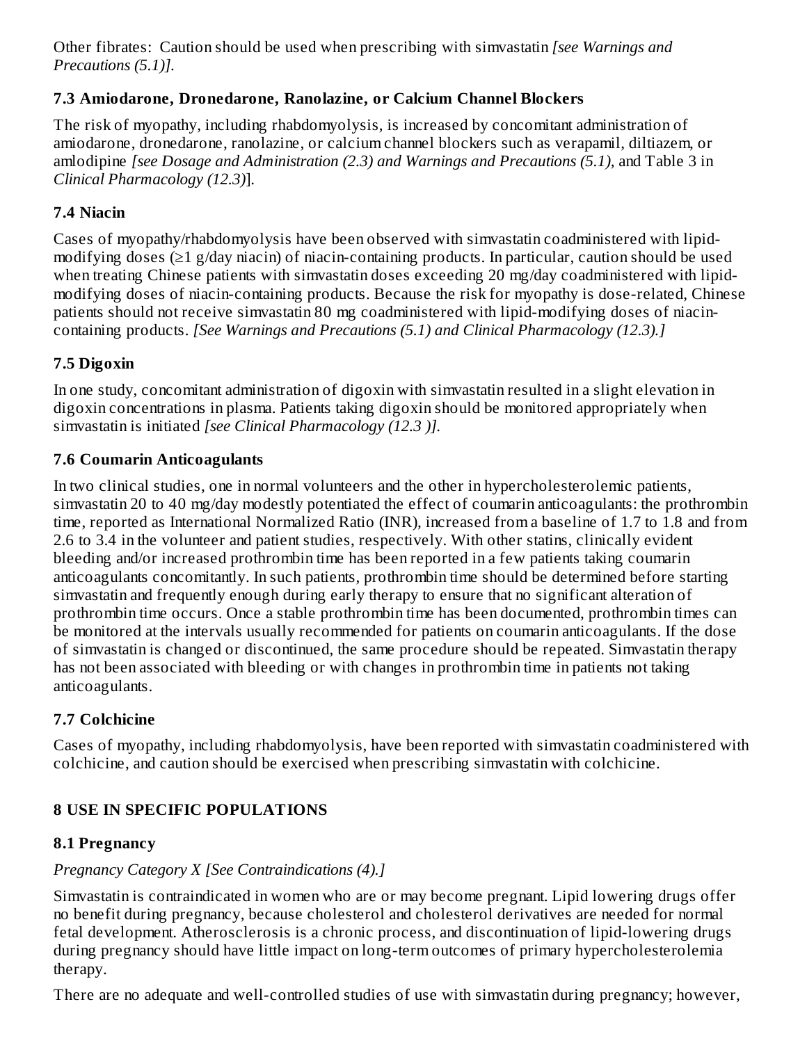Other fibrates: Caution should be used when prescribing with simvastatin *[see Warnings and Precautions (5.1)]*.

### 7.3 Amiodarone, Dronedarone, Ranolazine, or Calcium Channel Blockers

The risk of myopathy, including rhabdomyolysis, is increased by concomitant administration of amiodarone, dronedarone, ranolazine, or calcium channel blockers such as verapamil, diltiazem, or amlodipine *[see Dosage and Administration (2.3) and Warnings and Precautions (5.1)*, and Table 3 in *Clinical Pharmacology (12.3)*].

### 7.4 Niacin

Cases of myopathy/rhabdomyolysis have been observed with simvastatin coadministered with lipid-modifying doses (≥1 g/day niacin) of niacin-containing products. In particular, caution should be used when treating Chinese patients with simvastatin doses exceeding 20 mg/day coadministered with lipid-modifying doses of niacin-containing products. Because the risk for myopathy is dose-related, Chinese patients should not receive simvastatin 80 mg coadministered with lipid-modifying doses of niacin-containing products. *[See Warnings and Precautions (5.1) and Clinical Pharmacology (12.3).]*

### 7.5 Digoxin

In one study, concomitant administration of digoxin with simvastatin resulted in a slight elevation in digoxin concentrations in plasma. Patients taking digoxin should be monitored appropriately when simvastatin is initiated *[see Clinical Pharmacology (12.3 )]*.

### 7.6 Coumarin Anticoagulants

In two clinical studies, one in normal volunteers and the other in hypercholesterolemic patients, simvastatin 20 to 40 mg/day modestly potentiated the effect of coumarin anticoagulants: the prothrombin time, reported as International Normalized Ratio (INR), increased from a baseline of 1.7 to 1.8 and from 2.6 to 3.4 in the volunteer and patient studies, respectively. With other statins, clinically evident bleeding and/or increased prothrombin time has been reported in a few patients taking coumarin anticoagulants concomitantly. In such patients, prothrombin time should be determined before starting simvastatin and frequently enough during early therapy to ensure that no significant alteration of prothrombin time occurs. Once a stable prothrombin time has been documented, prothrombin times can be monitored at the intervals usually recommended for patients on coumarin anticoagulants. If the dose of simvastatin is changed or discontinued, the same procedure should be repeated. Simvastatin therapy has not been associated with bleeding or with changes in prothrombin time in patients not taking anticoagulants.

### 7.7 Colchicine

Cases of myopathy, including rhabdomyolysis, have been reported with simvastatin coadministered with colchicine, and caution should be exercised when prescribing simvastatin with colchicine.

## 8 USE IN SPECIFIC POPULATIONS

### 8.1 Pregnancy

*Pregnancy Category X [See Contraindications (4).]*

Simvastatin is contraindicated in women who are or may become pregnant. Lipid lowering drugs offer no benefit during pregnancy, because cholesterol and cholesterol derivatives are needed for normal fetal development. Atherosclerosis is a chronic process, and discontinuation of lipid-lowering drugs during pregnancy should have little impact on long-term outcomes of primary hypercholesterolemia therapy.

There are no adequate and well-controlled studies of use with simvastatin during pregnancy; however,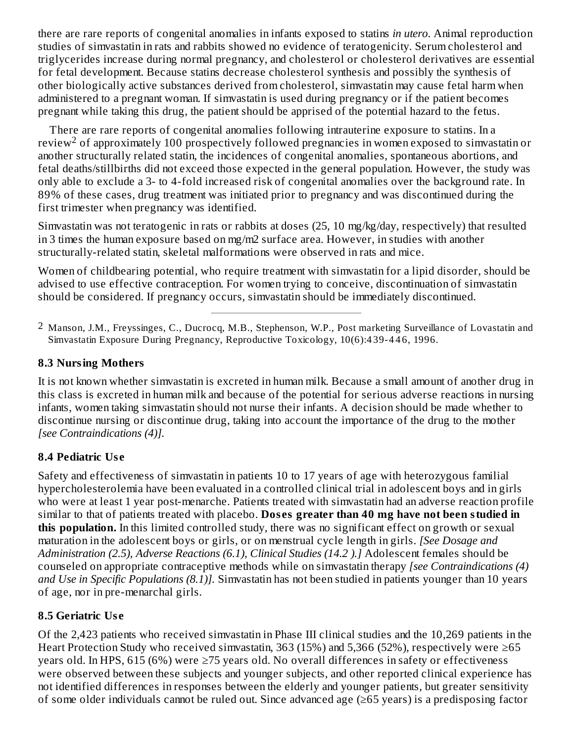there are rare reports of congenital anomalies in infants exposed to statins *in utero*. Animal reproduction studies of simvastatin in rats and rabbits showed no evidence of teratogenicity. Serum cholesterol and triglycerides increase during normal pregnancy, and cholesterol or cholesterol derivatives are essential for fetal development. Because statins decrease cholesterol synthesis and possibly the synthesis of other biologically active substances derived from cholesterol, simvastatin may cause fetal harm when administered to a pregnant woman. If simvastatin is used during pregnancy or if the patient becomes pregnant while taking this drug, the patient should be apprised of the potential hazard to the fetus.

There are rare reports of congenital anomalies following intrauterine exposure to statins. In a review[2] of approximately 100 prospectively followed pregnancies in women exposed to simvastatin or another structurally related statin, the incidences of congenital anomalies, spontaneous abortions, and fetal deaths/stillbirths did not exceed those expected in the general population. However, the study was only able to exclude a 3- to 4-fold increased risk of congenital anomalies over the background rate. In 89% of these cases, drug treatment was initiated prior to pregnancy and was discontinued during the first trimester when pregnancy was identified.

Simvastatin was not teratogenic in rats or rabbits at doses (25, 10 mg/kg/day, respectively) that resulted in 3 times the human exposure based on mg/m2 surface area. However, in studies with another structurally-related statin, skeletal malformations were observed in rats and mice.

Women of childbearing potential, who require treatment with simvastatin for a lipid disorder, should be advised to use effective contraception. For women trying to conceive, discontinuation of simvastatin should be considered. If pregnancy occurs, simvastatin should be immediately discontinued.

---

[2] Manson, J.M., Freyssinges, C., Ducrocq, M.B., Stephenson, W.P., Post marketing Surveillance of Lovastatin and Simvastatin Exposure During Pregnancy, Reproductive Toxicology, 10(6):439-446, 1996.

### 8.3 Nursing Mothers

It is not known whether simvastatin is excreted in human milk. Because a small amount of another drug in this class is excreted in human milk and because of the potential for serious adverse reactions in nursing infants, women taking simvastatin should not nurse their infants. A decision should be made whether to discontinue nursing or discontinue drug, taking into account the importance of the drug to the mother *[see Contraindications (4)].*

### 8.4 Pediatric Use

Safety and effectiveness of simvastatin in patients 10 to 17 years of age with heterozygous familial hypercholesterolemia have been evaluated in a controlled clinical trial in adolescent boys and in girls who were at least 1 year post-menarche. Patients treated with simvastatin had an adverse reaction profile similar to that of patients treated with placebo. **Doses greater than 40 mg have not been studied in this population.** In this limited controlled study, there was no significant effect on growth or sexual maturation in the adolescent boys or girls, or on menstrual cycle length in girls. *[See Dosage and Administration (2.5), Adverse Reactions (6.1), Clinical Studies (14.2 ).]* Adolescent females should be counseled on appropriate contraceptive methods while on simvastatin therapy *[see Contraindications (4) and Use in Specific Populations (8.1)].* Simvastatin has not been studied in patients younger than 10 years of age, nor in pre-menarchal girls.

### 8.5 Geriatric Use

Of the 2,423 patients who received simvastatin in Phase III clinical studies and the 10,269 patients in the Heart Protection Study who received simvastatin, 363 (15%) and 5,366 (52%), respectively were ≥65 years old. In HPS, 615 (6%) were ≥75 years old. No overall differences in safety or effectiveness were observed between these subjects and younger subjects, and other reported clinical experience has not identified differences in responses between the elderly and younger patients, but greater sensitivity of some older individuals cannot be ruled out. Since advanced age (≥65 years) is a predisposing factor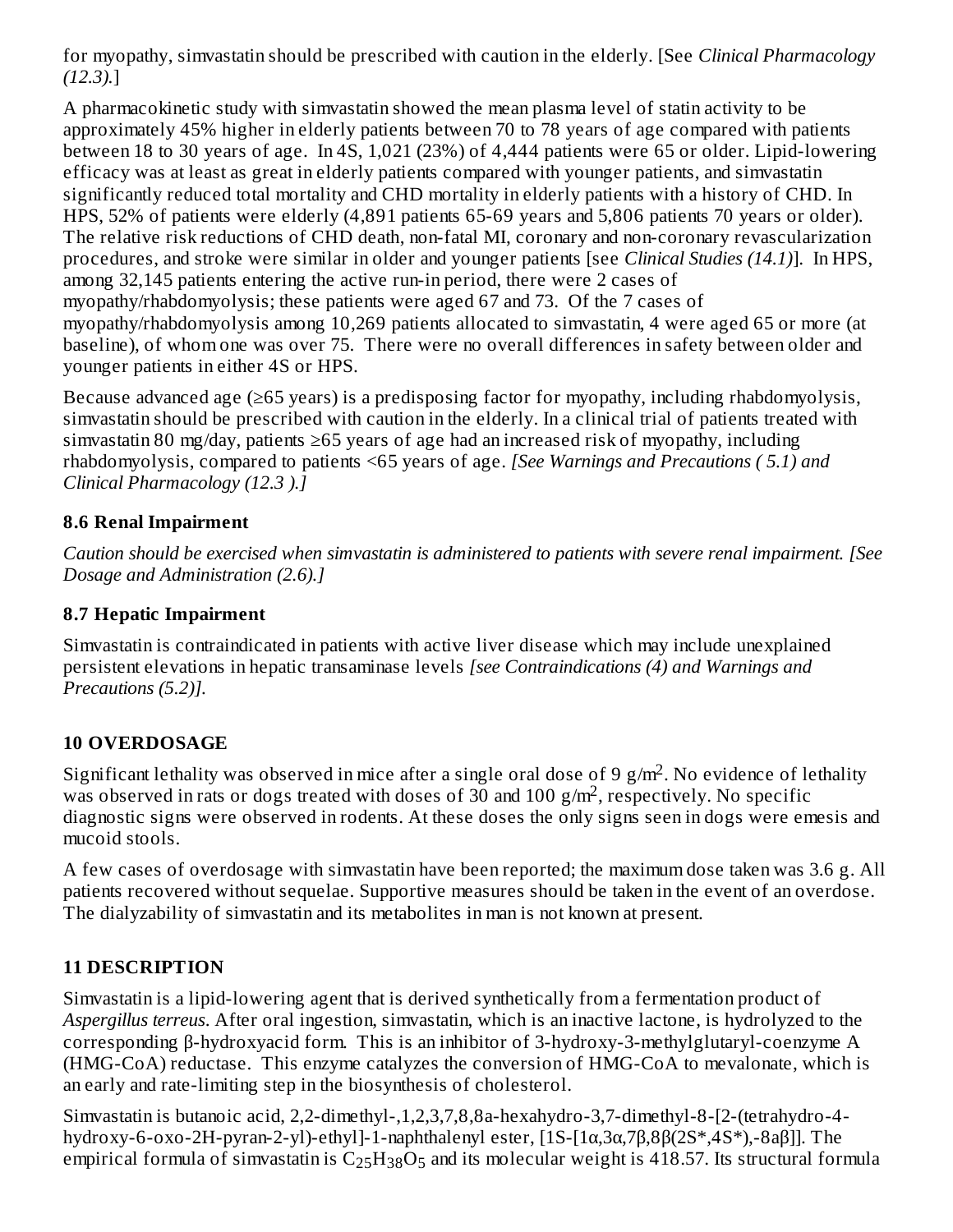for myopathy, simvastatin should be prescribed with caution in the elderly. [See *Clinical Pharmacology (12.3).*]

A pharmacokinetic study with simvastatin showed the mean plasma level of statin activity to be approximately 45% higher in elderly patients between 70 to 78 years of age compared with patients between 18 to 30 years of age. In 4S, 1,021 (23%) of 4,444 patients were 65 or older. Lipid-lowering efficacy was at least as great in elderly patients compared with younger patients, and simvastatin significantly reduced total mortality and CHD mortality in elderly patients with a history of CHD. In HPS, 52% of patients were elderly (4,891 patients 65-69 years and 5,806 patients 70 years or older). The relative risk reductions of CHD death, non-fatal MI, coronary and non-coronary revascularization procedures, and stroke were similar in older and younger patients [see *Clinical Studies (14.1)*]. In HPS, among 32,145 patients entering the active run-in period, there were 2 cases of myopathy/rhabdomyolysis; these patients were aged 67 and 73. Of the 7 cases of myopathy/rhabdomyolysis among 10,269 patients allocated to simvastatin, 4 were aged 65 or more (at baseline), of whom one was over 75. There were no overall differences in safety between older and younger patients in either 4S or HPS.

Because advanced age (≥65 years) is a predisposing factor for myopathy, including rhabdomyolysis, simvastatin should be prescribed with caution in the elderly. In a clinical trial of patients treated with simvastatin 80 mg/day, patients ≥65 years of age had an increased risk of myopathy, including rhabdomyolysis, compared to patients <65 years of age. *[See Warnings and Precautions ( 5.1) and Clinical Pharmacology (12.3 ).]*

### 8.6 Renal Impairment

*Caution should be exercised when simvastatin is administered to patients with severe renal impairment. [See Dosage and Administration (2.6).]*

### 8.7 Hepatic Impairment

Simvastatin is contraindicated in patients with active liver disease which may include unexplained persistent elevations in hepatic transaminase levels *[see Contraindications (4) and Warnings and Precautions (5.2)].*

## 10 OVERDOSAGE

Significant lethality was observed in mice after a single oral dose of 9 $g/m^2$. No evidence of lethality was observed in rats or dogs treated with doses of 30 and 100 $g/m^2$, respectively. No specific diagnostic signs were observed in rodents. At these doses the only signs seen in dogs were emesis and mucoid stools.

A few cases of overdosage with simvastatin have been reported; the maximum dose taken was 3.6 g. All patients recovered without sequelae. Supportive measures should be taken in the event of an overdose. The dialyzability of simvastatin and its metabolites in man is not known at present.

## 11 DESCRIPTION

Simvastatin is a lipid-lowering agent that is derived synthetically from a fermentation product of *Aspergillus terreus*. After oral ingestion, simvastatin, which is an inactive lactone, is hydrolyzed to the corresponding β-hydroxyacid form. This is an inhibitor of 3-hydroxy-3-methylglutaryl-coenzyme A (HMG-CoA) reductase. This enzyme catalyzes the conversion of HMG-CoA to mevalonate, which is an early and rate-limiting step in the biosynthesis of cholesterol.

Simvastatin is butanoic acid, 2,2-dimethyl-,1,2,3,7,8,8a-hexahydro-3,7-dimethyl-8-[2-(tetrahydro-4-hydroxy-6-oxo-2H-pyran-2-yl)-ethyl]-1-naphthalenyl ester, [1S-[1α,3α,7β,8β(2S*,4S*),-8aβ]]. The empirical formula of simvastatin is $C_{25}H_{38}O_5$ and its molecular weight is 418.57. Its structural formula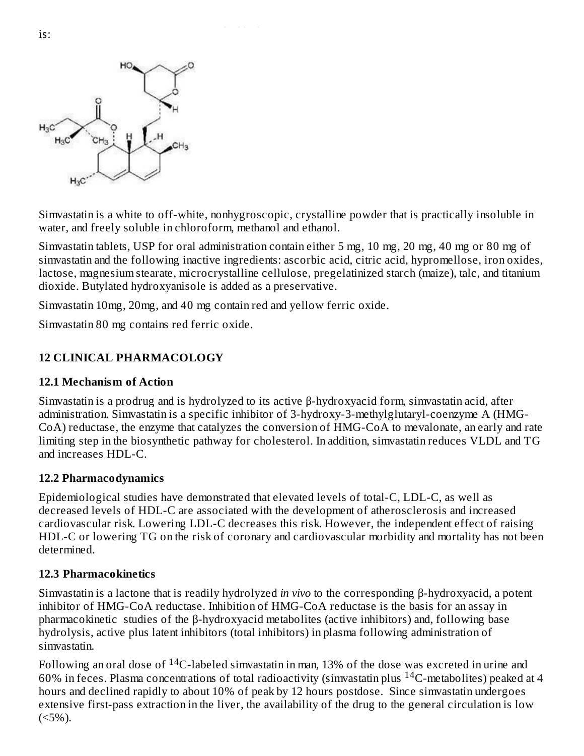is:

Simvastatin is a white to off-white, nonhygroscopic, crystalline powder that is practically insoluble in water, and freely soluble in chloroform, methanol and ethanol.

Simvastatin tablets, USP for oral administration contain either 5 mg, 10 mg, 20 mg, 40 mg or 80 mg of simvastatin and the following inactive ingredients: ascorbic acid, citric acid, hypromellose, iron oxides, lactose, magnesium stearate, microcrystalline cellulose, pregelatinized starch (maize), talc, and titanium dioxide. Butylated hydroxyanisole is added as a preservative.

Simvastatin 10mg, 20mg, and 40 mg contain red and yellow ferric oxide.

Simvastatin 80 mg contains red ferric oxide.

## 12 CLINICAL PHARMACOLOGY

### 12.1 Mechanism of Action

Simvastatin is a prodrug and is hydrolyzed to its active β-hydroxyacid form, simvastatin acid, after administration. Simvastatin is a specific inhibitor of 3-hydroxy-3-methylglutaryl-coenzyme A (HMG-CoA) reductase, the enzyme that catalyzes the conversion of HMG-CoA to mevalonate, an early and rate limiting step in the biosynthetic pathway for cholesterol. In addition, simvastatin reduces VLDL and TG and increases HDL-C.

### 12.2 Pharmacodynamics

Epidemiological studies have demonstrated that elevated levels of total-C, LDL-C, as well as decreased levels of HDL-C are associated with the development of atherosclerosis and increased cardiovascular risk. Lowering LDL-C decreases this risk. However, the independent effect of raising HDL-C or lowering TG on the risk of coronary and cardiovascular morbidity and mortality has not been determined.

### 12.3 Pharmacokinetics

Simvastatin is a lactone that is readily hydrolyzed *in vivo* to the corresponding β-hydroxyacid, a potent inhibitor of HMG-CoA reductase. Inhibition of HMG-CoA reductase is the basis for an assay in pharmacokinetic studies of the β-hydroxyacid metabolites (active inhibitors) and, following base hydrolysis, active plus latent inhibitors (total inhibitors) in plasma following administration of simvastatin.

Following an oral dose of $^{14}C$-labeled simvastatin in man, 13% of the dose was excreted in urine and 60% in feces. Plasma concentrations of total radioactivity (simvastatin plus $^{14}C$-metabolites) peaked at 4 hours and declined rapidly to about 10% of peak by 12 hours postdose. Since simvastatin undergoes extensive first-pass extraction in the liver, the availability of the drug to the general circulation is low (<5%).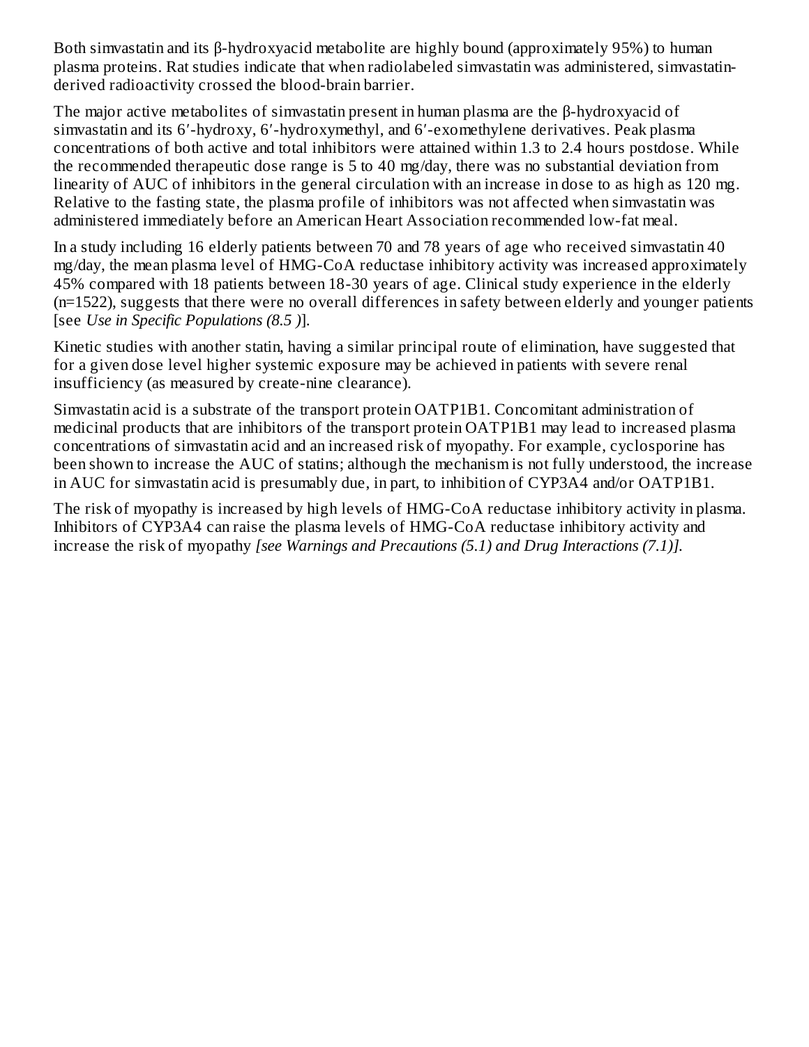Both simvastatin and its β-hydroxyacid metabolite are highly bound (approximately 95%) to human plasma proteins. Rat studies indicate that when radiolabeled simvastatin was administered, simvastatin-derived radioactivity crossed the blood-brain barrier.

The major active metabolites of simvastatin present in human plasma are the β-hydroxyacid of simvastatin and its 6′-hydroxy, 6′-hydroxymethyl, and 6′-exomethylene derivatives. Peak plasma concentrations of both active and total inhibitors were attained within 1.3 to 2.4 hours postdose. While the recommended therapeutic dose range is 5 to 40 mg/day, there was no substantial deviation from linearity of AUC of inhibitors in the general circulation with an increase in dose to as high as 120 mg. Relative to the fasting state, the plasma profile of inhibitors was not affected when simvastatin was administered immediately before an American Heart Association recommended low-fat meal.

In a study including 16 elderly patients between 70 and 78 years of age who received simvastatin 40 mg/day, the mean plasma level of HMG-CoA reductase inhibitory activity was increased approximately 45% compared with 18 patients between 18-30 years of age. Clinical study experience in the elderly (n=1522), suggests that there were no overall differences in safety between elderly and younger patients [see *Use in Specific Populations (8.5 )*].

Kinetic studies with another statin, having a similar principal route of elimination, have suggested that for a given dose level higher systemic exposure may be achieved in patients with severe renal insufficiency (as measured by create-nine clearance).

Simvastatin acid is a substrate of the transport protein OATP1B1. Concomitant administration of medicinal products that are inhibitors of the transport protein OATP1B1 may lead to increased plasma concentrations of simvastatin acid and an increased risk of myopathy. For example, cyclosporine has been shown to increase the AUC of statins; although the mechanism is not fully understood, the increase in AUC for simvastatin acid is presumably due, in part, to inhibition of CYP3A4 and/or OATP1B1.

The risk of myopathy is increased by high levels of HMG-CoA reductase inhibitory activity in plasma. Inhibitors of CYP3A4 can raise the plasma levels of HMG-CoA reductase inhibitory activity and increase the risk of myopathy *[see Warnings and Precautions (5.1) and Drug Interactions (7.1)].*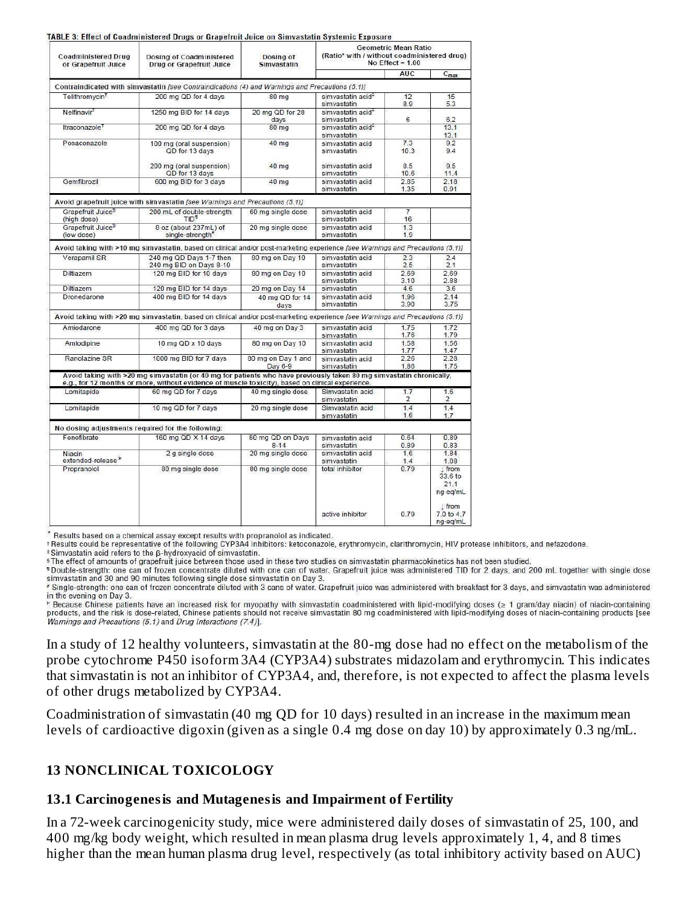**TABLE 3: Effect of Coadministered Drugs or Grapefruit Juice on Simvastatin Systemic Exposure**

| Coadministered Drug or Grapefruit Juice | Dosing of Coadministered Drug or Grapefruit Juice | Dosing of Simvastatin | Geometric Mean Ratio (Ratio* with / without coadministered drug) No Effect = 1.00 | | |
|---|---|---|---|---|---|
| | | | | AUC | $C_{max}$ |
| **Contraindicated with simvastatin** *[see Contraindications (4) and Warnings and Precautions (5.1)]* | | | | | |
| Telithromycin† | 200 mg QD for 4 days | 80 mg | simvastatin acid‡ | 12 | 15 |
| | | | simvastatin | 8.9 | 5.3 |
| Nelfinavir† | 1250 mg BID for 14 days | 20 mg QD for 28 days | simvastatin acid‡ | | |
| | | | simvastatin | 6 | 6.2 |
| Itraconazole† | 200 mg QD for 4 days | 80 mg | simvastatin acid‡ | | 13.1 |
| | | | simvastatin | | 13.1 |
| Posaconazole | 100 mg (oral suspension) QD for 13 days | 40 mg | simvastatin acid | 7.3 | 9.2 |
| | | | simvastatin | 10.3 | 9.4 |
| | 200 mg (oral suspension) QD for 13 days | 40 mg | simvastatin acid | 8.5 | 9.5 |
| | | | simvastatin | 10.6 | 11.4 |
| Gemfibrozil | 600 mg BID for 3 days | 40 mg | simvastatin acid | 2.85 | 2.18 |
| | | | simvastatin | 1.35 | 0.91 |
| **Avoid grapefruit juice with simvastatin** *[see Warnings and Precautions (5.1)]* | | | | | |
| Grapefruit Juice§ (high dose) | 200 mL of double-strength TID¶ | 60 mg single dose | simvastatin acid | 7 | |
| | | | simvastatin | 16 | |
| Grapefruit Juice§ (low dose) | 8 oz (about 237mL) of single-strength# | 20 mg single dose | simvastatin acid | 1.3 | |
| | | | simvastatin | 1.9 | |
| **Avoid taking with >10 mg simvastatin, based on clinical and/or post-marketing experience** *[see Warnings and Precautions (5.1)]* | | | | | |
| Verapamil SR | 240 mg QD Days 1-7 then 240 mg BID on Days 8-10 | 80 mg on Day 10 | simvastatin acid | 2.3 | 2.4 |
| | | | simvastatin | 2.5 | 2.1 |
| Diltiazem | 120 mg BID for 10 days | 80 mg on Day 10 | simvastatin acid | 2.69 | 2.69 |
| | | | simvastatin | 3.10 | 2.88 |
| Diltiazem | 120 mg BID for 14 days | 20 mg on Day 14 | simvastatin | 4.6 | 3.6 |
| Dronedarone | 400 mg BID for 14 days | 40 mg QD for 14 days | simvastatin acid | 1.96 | 2.14 |
| | | | simvastatin | 3.90 | 3.75 |
| **Avoid taking with >20 mg simvastatin, based on clinical and/or post-marketing experience** *[see Warnings and Precautions (5.1)]* | | | | | |
| Amiodarone | 400 mg QD for 3 days | 40 mg on Day 3 | simvastatin acid | 1.75 | 1.72 |
| | | | simvastatin | 1.76 | 1.79 |
| Amlodipine | 10 mg QD x 10 days | 80 mg on Day 10 | simvastatin acid | 1.58 | 1.56 |
| | | | simvastatin | 1.77 | 1.47 |
| Ranolazine SR | 1000 mg BID for 7 days | 80 mg on Day 1 and Day 6-9 | simvastatin acid | 2.26 | 2.28 |
| | | | simvastatin | 1.86 | 1.75 |
| **Avoid taking with >20 mg simvastatin (or 40 mg for patients who have previously taken 80 mg simvastatin chronically, e.g., for 12 months or more, without evidence of muscle toxicity), based on clinical experience.** | | | | | |
| Lomitapide | 60 mg QD for 7 days | 40 mg single dose | Simvastatin acid | 1.7 | 1.6 |
| | | | simvastatin | 2 | 2 |
| Lomitapide | 10 mg QD for 7 days | 20 mg single dose | Simvastatin acid | 1.4 | 1.4 |
| | | | simvastatin | 1.6 | 1.7 |
| **No dosing adjustments required for the following:** | | | | | |
| Fenofibrate | 160 mg QD X 14 days | 80 mg QD on Days 8-14 | simvastatin acid | 0.64 | 0.89 |
| | | | simvastatin | 0.89 | 0.83 |
| Niacin extended-release[b] | 2 g single dose | 20 mg single dose | simvastatin acid | 1.6 | 1.84 |
| | | | simvastatin | 1.4 | 1.08 |
| Propranolol | 80 mg single dose | 80 mg single dose | total inhibitor | 0.79 | ↓ from 33.6 to 21.1 ng·eq/mL |
| | | | active inhibitor | 0.79 | ↓ from 7.0 to 4.7 ng·eq/mL |

\* Results based on a chemical assay except results with propranolol as indicated.
† Results could be representative of the following CYP3A4 inhibitors: ketoconazole, erythromycin, clarithromycin, HIV protease inhibitors, and nefazodone.
‡ Simvastatin acid refers to the β-hydroxyacid of simvastatin.
§ The effect of amounts of grapefruit juice between those used in these two studies on simvastatin pharmacokinetics has not been studied.
¶ Double-strength: one can of frozen concentrate diluted with one can of water. Grapefruit juice was administered TID for 2 days, and 200 mL together with single dose simvastatin and 30 and 90 minutes following single dose simvastatin on Day 3.
\# Single-strength: one can of frozen concentrate diluted with 3 cans of water. Grapefruit juice was administered with breakfast for 3 days, and simvastatin was administered in the evening on Day 3.
[b] Because Chinese patients have an increased risk for myopathy with simvastatin coadministered with lipid-modifying doses (≥ 1 gram/day niacin) of niacin-containing products, and the risk is dose-related, Chinese patients should not receive simvastatin 80 mg coadministered with lipid-modifying doses of niacin-containing products *[see Warnings and Precautions (5.1) and Drug Interactions (7.4)]*.

In a study of 12 healthy volunteers, simvastatin at the 80-mg dose had no effect on the metabolism of the probe cytochrome P450 isoform 3A4 (CYP3A4) substrates midazolam and erythromycin. This indicates that simvastatin is not an inhibitor of CYP3A4, and, therefore, is not expected to affect the plasma levels of other drugs metabolized by CYP3A4.

Coadministration of simvastatin (40 mg QD for 10 days) resulted in an increase in the maximum mean levels of cardioactive digoxin (given as a single 0.4 mg dose on day 10) by approximately 0.3 ng/mL.

## 13 NONCLINICAL TOXICOLOGY

### 13.1 Carcinogenesis and Mutagenesis and Impairment of Fertility

In a 72-week carcinogenicity study, mice were administered daily doses of simvastatin of 25, 100, and 400 mg/kg body weight, which resulted in mean plasma drug levels approximately 1, 4, and 8 times higher than the mean human plasma drug level, respectively (as total inhibitory activity based on AUC)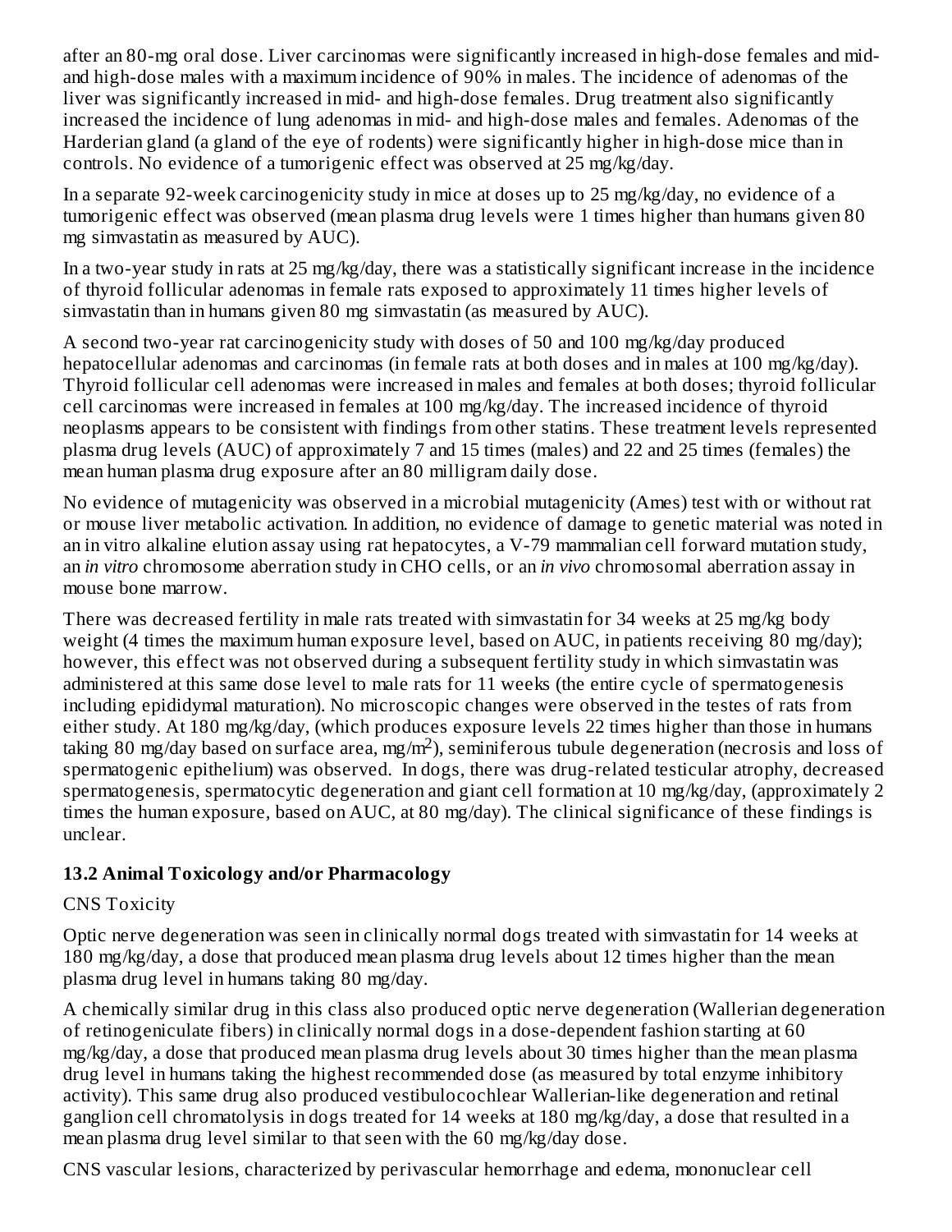after an 80-mg oral dose. Liver carcinomas were significantly increased in high-dose females and mid- and high-dose males with a maximum incidence of 90% in males. The incidence of adenomas of the liver was significantly increased in mid- and high-dose females. Drug treatment also significantly increased the incidence of lung adenomas in mid- and high-dose males and females. Adenomas of the Harderian gland (a gland of the eye of rodents) were significantly higher in high-dose mice than in controls. No evidence of a tumorigenic effect was observed at 25 mg/kg/day.

In a separate 92-week carcinogenicity study in mice at doses up to 25 mg/kg/day, no evidence of a tumorigenic effect was observed (mean plasma drug levels were 1 times higher than humans given 80 mg simvastatin as measured by AUC).

In a two-year study in rats at 25 mg/kg/day, there was a statistically significant increase in the incidence of thyroid follicular adenomas in female rats exposed to approximately 11 times higher levels of simvastatin than in humans given 80 mg simvastatin (as measured by AUC).

A second two-year rat carcinogenicity study with doses of 50 and 100 mg/kg/day produced hepatocellular adenomas and carcinomas (in female rats at both doses and in males at 100 mg/kg/day). Thyroid follicular cell adenomas were increased in males and females at both doses; thyroid follicular cell carcinomas were increased in females at 100 mg/kg/day. The increased incidence of thyroid neoplasms appears to be consistent with findings from other statins. These treatment levels represented plasma drug levels (AUC) of approximately 7 and 15 times (males) and 22 and 25 times (females) the mean human plasma drug exposure after an 80 milligram daily dose.

No evidence of mutagenicity was observed in a microbial mutagenicity (Ames) test with or without rat or mouse liver metabolic activation. In addition, no evidence of damage to genetic material was noted in an in vitro alkaline elution assay using rat hepatocytes, a V-79 mammalian cell forward mutation study, an *in vitro* chromosome aberration study in CHO cells, or an *in vivo* chromosomal aberration assay in mouse bone marrow.

There was decreased fertility in male rats treated with simvastatin for 34 weeks at 25 mg/kg body weight (4 times the maximum human exposure level, based on AUC, in patients receiving 80 mg/day); however, this effect was not observed during a subsequent fertility study in which simvastatin was administered at this same dose level to male rats for 11 weeks (the entire cycle of spermatogenesis including epididymal maturation). No microscopic changes were observed in the testes of rats from either study. At 180 mg/kg/day, (which produces exposure levels 22 times higher than those in humans taking 80 mg/day based on surface area, $mg/m^2$), seminiferous tubule degeneration (necrosis and loss of spermatogenic epithelium) was observed. In dogs, there was drug-related testicular atrophy, decreased spermatogenesis, spermatocytic degeneration and giant cell formation at 10 mg/kg/day, (approximately 2 times the human exposure, based on AUC, at 80 mg/day). The clinical significance of these findings is unclear.

### 13.2 Animal Toxicology and/or Pharmacology

CNS Toxicity

Optic nerve degeneration was seen in clinically normal dogs treated with simvastatin for 14 weeks at 180 mg/kg/day, a dose that produced mean plasma drug levels about 12 times higher than the mean plasma drug level in humans taking 80 mg/day.

A chemically similar drug in this class also produced optic nerve degeneration (Wallerian degeneration of retinogeniculate fibers) in clinically normal dogs in a dose-dependent fashion starting at 60 mg/kg/day, a dose that produced mean plasma drug levels about 30 times higher than the mean plasma drug level in humans taking the highest recommended dose (as measured by total enzyme inhibitory activity). This same drug also produced vestibulocochlear Wallerian-like degeneration and retinal ganglion cell chromatolysis in dogs treated for 14 weeks at 180 mg/kg/day, a dose that resulted in a mean plasma drug level similar to that seen with the 60 mg/kg/day dose.

CNS vascular lesions, characterized by perivascular hemorrhage and edema, mononuclear cell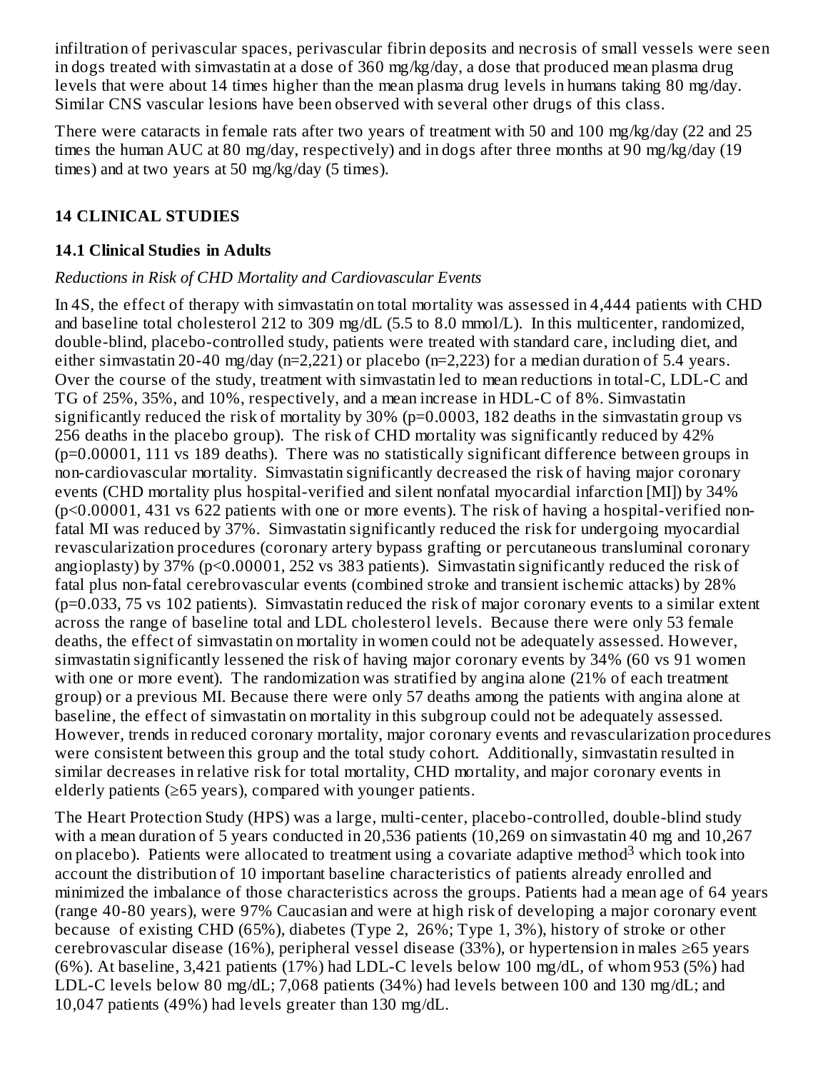infiltration of perivascular spaces, perivascular fibrin deposits and necrosis of small vessels were seen in dogs treated with simvastatin at a dose of 360 mg/kg/day, a dose that produced mean plasma drug levels that were about 14 times higher than the mean plasma drug levels in humans taking 80 mg/day. Similar CNS vascular lesions have been observed with several other drugs of this class.

There were cataracts in female rats after two years of treatment with 50 and 100 mg/kg/day (22 and 25 times the human AUC at 80 mg/day, respectively) and in dogs after three months at 90 mg/kg/day (19 times) and at two years at 50 mg/kg/day (5 times).

## 14 CLINICAL STUDIES

### 14.1 Clinical Studies in Adults

*Reductions in Risk of CHD Mortality and Cardiovascular Events*

In 4S, the effect of therapy with simvastatin on total mortality was assessed in 4,444 patients with CHD and baseline total cholesterol 212 to 309 mg/dL (5.5 to 8.0 mmol/L). In this multicenter, randomized, double-blind, placebo-controlled study, patients were treated with standard care, including diet, and either simvastatin 20-40 mg/day (n=2,221) or placebo (n=2,223) for a median duration of 5.4 years. Over the course of the study, treatment with simvastatin led to mean reductions in total-C, LDL-C and TG of 25%, 35%, and 10%, respectively, and a mean increase in HDL-C of 8%. Simvastatin significantly reduced the risk of mortality by 30% ($p=0.0003$, 182 deaths in the simvastatin group vs 256 deaths in the placebo group). The risk of CHD mortality was significantly reduced by 42% ($p=0.00001$, 111 vs 189 deaths). There was no statistically significant difference between groups in non-cardiovascular mortality. Simvastatin significantly decreased the risk of having major coronary events (CHD mortality plus hospital-verified and silent nonfatal myocardial infarction [MI]) by 34% ($p<0.00001$, 431 vs 622 patients with one or more events). The risk of having a hospital-verified non-fatal MI was reduced by 37%. Simvastatin significantly reduced the risk for undergoing myocardial revascularization procedures (coronary artery bypass grafting or percutaneous transluminal coronary angioplasty) by 37% ($p<0.00001$, 252 vs 383 patients). Simvastatin significantly reduced the risk of fatal plus non-fatal cerebrovascular events (combined stroke and transient ischemic attacks) by 28% ($p=0.033$, 75 vs 102 patients). Simvastatin reduced the risk of major coronary events to a similar extent across the range of baseline total and LDL cholesterol levels. Because there were only 53 female deaths, the effect of simvastatin on mortality in women could not be adequately assessed. However, simvastatin significantly lessened the risk of having major coronary events by 34% (60 vs 91 women with one or more event). The randomization was stratified by angina alone (21% of each treatment group) or a previous MI. Because there were only 57 deaths among the patients with angina alone at baseline, the effect of simvastatin on mortality in this subgroup could not be adequately assessed. However, trends in reduced coronary mortality, major coronary events and revascularization procedures were consistent between this group and the total study cohort. Additionally, simvastatin resulted in similar decreases in relative risk for total mortality, CHD mortality, and major coronary events in elderly patients (≥65 years), compared with younger patients.

The Heart Protection Study (HPS) was a large, multi-center, placebo-controlled, double-blind study with a mean duration of 5 years conducted in 20,536 patients (10,269 on simvastatin 40 mg and 10,267 on placebo). Patients were allocated to treatment using a covariate adaptive method[3] which took into account the distribution of 10 important baseline characteristics of patients already enrolled and minimized the imbalance of those characteristics across the groups. Patients had a mean age of 64 years (range 40-80 years), were 97% Caucasian and were at high risk of developing a major coronary event because of existing CHD (65%), diabetes (Type 2, 26%; Type 1, 3%), history of stroke or other cerebrovascular disease (16%), peripheral vessel disease (33%), or hypertension in males ≥65 years (6%). At baseline, 3,421 patients (17%) had LDL-C levels below 100 mg/dL, of whom 953 (5%) had LDL-C levels below 80 mg/dL; 7,068 patients (34%) had levels between 100 and 130 mg/dL; and 10,047 patients (49%) had levels greater than 130 mg/dL.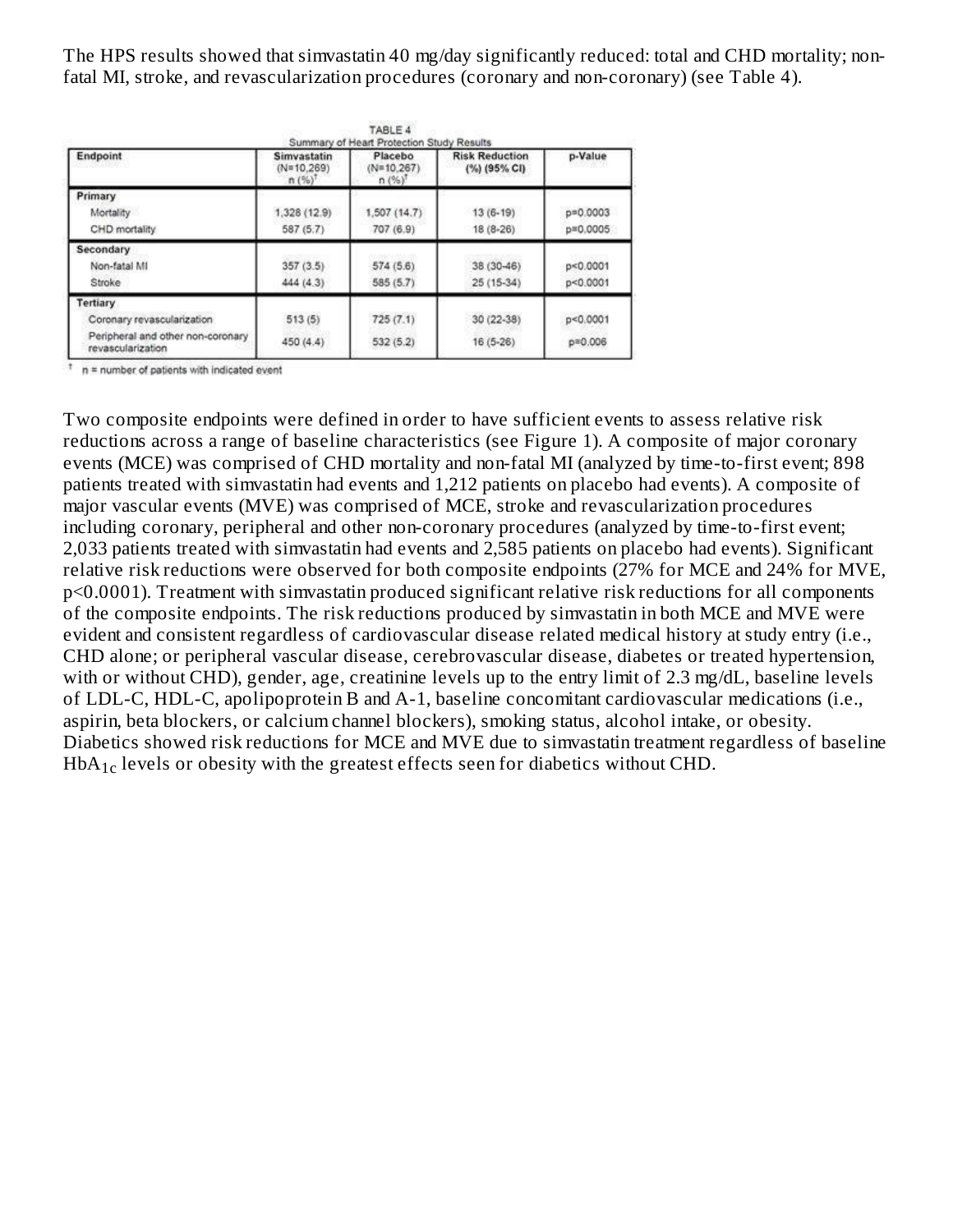The HPS results showed that simvastatin 40 mg/day significantly reduced: total and CHD mortality; non-fatal MI, stroke, and revascularization procedures (coronary and non-coronary) (see Table 4).

TABLE 4
Summary of Heart Protection Study Results

| Endpoint | Simvastatin (N=10,269) n (%)[†] | Placebo (N=10,267) n (%)[†] | Risk Reduction (%) (95% CI) | p-Value |
|---|---|---|---|---|
| **Primary** | | | | |
| Mortality | 1,328 (12.9) | 1,507 (14.7) | 13 (6-19) | p=0.0003 |
| CHD mortality | 587 (5.7) | 707 (6.9) | 18 (8-26) | p=0.0005 |
| **Secondary** | | | | |
| Non-fatal MI | 357 (3.5) | 574 (5.6) | 38 (30-46) | p<0.0001 |
| Stroke | 444 (4.3) | 585 (5.7) | 25 (15-34) | p<0.0001 |
| **Tertiary** | | | | |
| Coronary revascularization | 513 (5) | 725 (7.1) | 30 (22-38) | p<0.0001 |
| Peripheral and other non-coronary revascularization | 450 (4.4) | 532 (5.2) | 16 (5-26) | p=0.006 |

[†] n = number of patients with indicated event

Two composite endpoints were defined in order to have sufficient events to assess relative risk reductions across a range of baseline characteristics (see Figure 1). A composite of major coronary events (MCE) was comprised of CHD mortality and non-fatal MI (analyzed by time-to-first event; 898 patients treated with simvastatin had events and 1,212 patients on placebo had events). A composite of major vascular events (MVE) was comprised of MCE, stroke and revascularization procedures including coronary, peripheral and other non-coronary procedures (analyzed by time-to-first event; 2,033 patients treated with simvastatin had events and 2,585 patients on placebo had events). Significant relative risk reductions were observed for both composite endpoints (27% for MCE and 24% for MVE, $p<0.0001$). Treatment with simvastatin produced significant relative risk reductions for all components of the composite endpoints. The risk reductions produced by simvastatin in both MCE and MVE were evident and consistent regardless of cardiovascular disease related medical history at study entry (i.e., CHD alone; or peripheral vascular disease, cerebrovascular disease, diabetes or treated hypertension, with or without CHD), gender, age, creatinine levels up to the entry limit of 2.3 mg/dL, baseline levels of LDL-C, HDL-C, apolipoprotein B and A-1, baseline concomitant cardiovascular medications (i.e., aspirin, beta blockers, or calcium channel blockers), smoking status, alcohol intake, or obesity. Diabetics showed risk reductions for MCE and MVE due to simvastatin treatment regardless of baseline $HbA_{1c}$ levels or obesity with the greatest effects seen for diabetics without CHD.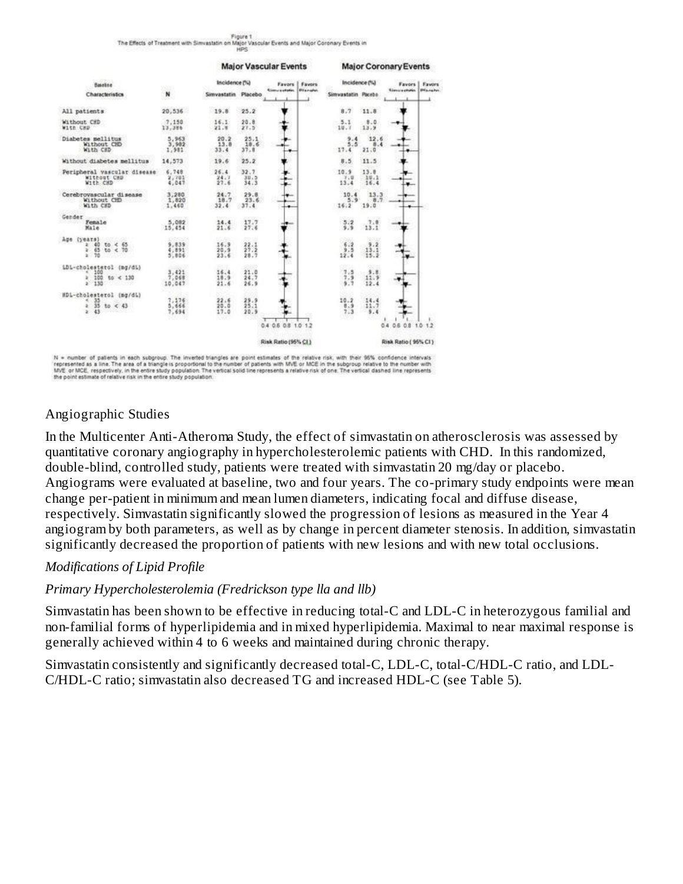Figure 1
The Effects of Treatment with Simvastatin on Major Vascular Events and Major Coronary Events in HPS

| Baseline Characteristics | N | Major Vascular Events Incidence (%) Simvastatin | Placebo | Major Coronary Events Incidence (%) Simvastatin | Placebo |
|---|---|---|---|---|---|
| All patients | 20,536 | 19.8 | 25.2 | 8.7 | 11.8 |
| Without CHD | 7,150 | 16.1 | 20.8 | 5.1 | 8.0 |
| With CHD | 13,386 | 21.8 | 27.5 | 10.4 | 13.9 |
| Diabetes mellitus | 5,963 | 20.2 | 25.1 | 9.4 | 12.6 |
| Without CHD | 3,982 | 13.8 | 18.6 | 5.5 | 8.4 |
| With CHD | 1,981 | 33.4 | 37.8 | 17.4 | 21.0 |
| Without diabetes mellitus | 14,573 | 19.6 | 25.2 | 8.5 | 11.5 |
| Peripheral vascular disease | 6,748 | 26.4 | 32.7 | 10.9 | 13.8 |
| Without CHD | 2,701 | 24.7 | 30.5 | 7.0 | 10.1 |
| With CHD | 4,047 | 27.6 | 34.3 | 13.4 | 16.4 |
| Cerebrovascular disease | 3,280 | 24.7 | 29.8 | 10.4 | 13.3 |
| Without CHD | 1,820 | 18.7 | 23.6 | 5.9 | 8.7 |
| With CHD | 1,460 | 32.4 | 37.4 | 16.2 | 19.0 |
| Gender | | | | | |
| Female | 5,082 | 14.4 | 17.7 | 5.2 | 7.8 |
| Male | 15,454 | 21.6 | 27.6 | 9.9 | 13.1 |
| Age (years) | | | | | |
| ≥ 40 to < 65 | 9,839 | 16.9 | 22.1 | 6.2 | 9.2 |
| ≥ 65 to < 70 | 4,891 | 20.9 | 27.2 | 9.5 | 13.1 |
| ≥ 70 | 5,806 | 23.6 | 28.7 | 12.4 | 15.2 |
| LDL-cholesterol (mg/dL) | | | | | |
| < 100 | 3,421 | 16.4 | 21.0 | 7.5 | 9.8 |
| ≥ 100 to < 130 | 7,068 | 18.9 | 24.7 | 7.9 | 11.9 |
| ≥ 130 | 10,047 | 21.6 | 26.9 | 9.7 | 12.4 |
| HDL-cholesterol (mg/dL) | | | | | |
| < 35 | 7,176 | 22.6 | 29.9 | 10.2 | 14.4 |
| ≥ 35 to < 43 | 5,666 | 20.0 | 25.1 | 8.9 | 11.7 |
| ≥ 43 | 7,694 | 17.0 | 20.9 | 7.3 | 9.4 |

Risk Ratio (95% CI)

N = number of patients in each subgroup. The inverted triangles are point estimates of the relative risk, with their 95% confidence intervals represented as a line. The area of a triangle is proportional to the number of patients with MVE or MCE in the subgroup relative to the number with MVE or MCE, respectively, in the entire study population. The vertical solid line represents a relative risk of one. The vertical dashed line represents the point estimate of relative risk in the entire study population.

Angiographic Studies

In the Multicenter Anti-Atheroma Study, the effect of simvastatin on atherosclerosis was assessed by quantitative coronary angiography in hypercholesterolemic patients with CHD. In this randomized, double-blind, controlled study, patients were treated with simvastatin 20 mg/day or placebo. Angiograms were evaluated at baseline, two and four years. The co-primary study endpoints were mean change per-patient in minimum and mean lumen diameters, indicating focal and diffuse disease, respectively. Simvastatin significantly slowed the progression of lesions as measured in the Year 4 angiogram by both parameters, as well as by change in percent diameter stenosis. In addition, simvastatin significantly decreased the proportion of patients with new lesions and with new total occlusions.

*Modifications of Lipid Profile*

*Primary Hypercholesterolemia (Fredrickson type lla and llb)*

Simvastatin has been shown to be effective in reducing total-C and LDL-C in heterozygous familial and non-familial forms of hyperlipidemia and in mixed hyperlipidemia. Maximal to near maximal response is generally achieved within 4 to 6 weeks and maintained during chronic therapy.

Simvastatin consistently and significantly decreased total-C, LDL-C, total-C/HDL-C ratio, and LDL-C/HDL-C ratio; simvastatin also decreased TG and increased HDL-C (see Table 5).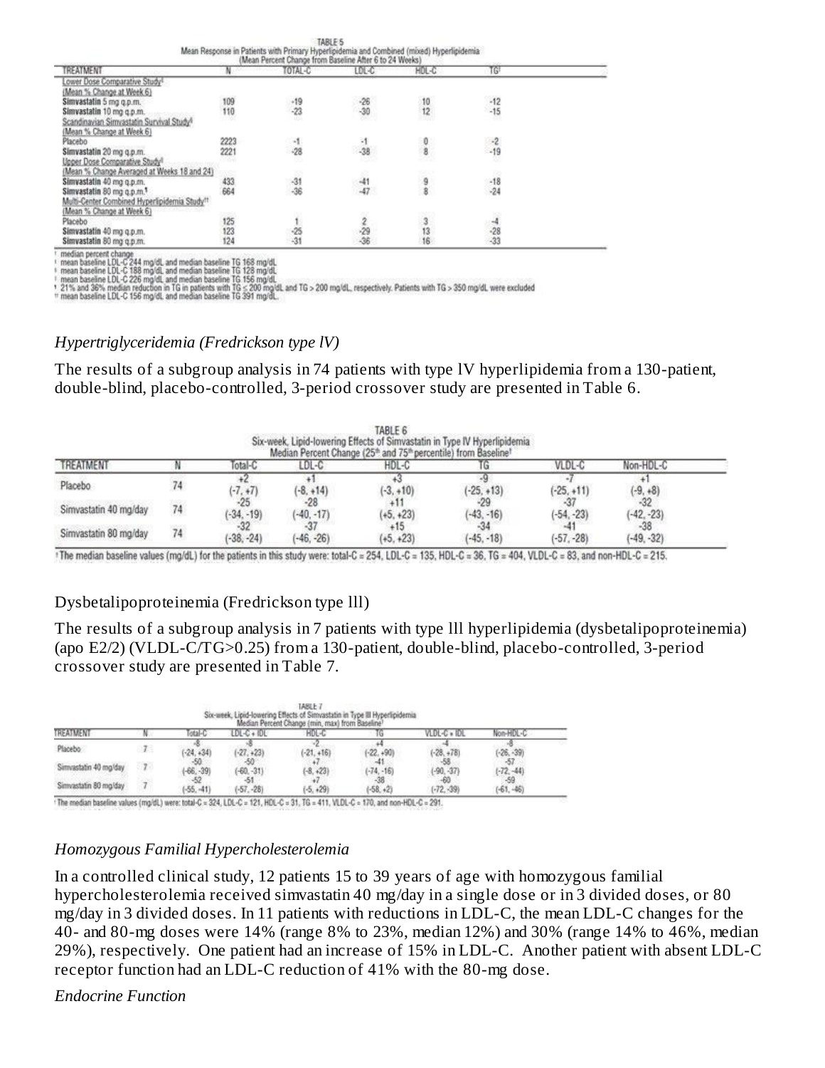TABLE 5
Mean Response in Patients with Primary Hyperlipidemia and Combined (mixed) Hyperlipidemia
(Mean Percent Change from Baseline After 6 to 24 Weeks)

| TREATMENT | N | TOTAL-C | LDL-C | HDL-C | TG[†] |
|---|---|---|---|---|---|
| Lower Dose Comparative Study[‡] (Mean % Change at Week 6) | | | | | |
| **Simvastatin 5 mg q.p.m.** | 109 | -19 | -26 | 10 | -12 |
| **Simvastatin 10 mg q.p.m.** | 110 | -23 | -30 | 12 | -15 |
| Scandinavian Simvastatin Survival Study[§] (Mean % Change at Week 6) | | | | | |
| Placebo | 2223 | -1 | -1 | 0 | -2 |
| **Simvastatin 20 mg q.p.m.** | 2221 | -28 | -38 | 8 | -19 |
| Upper Dose Comparative Study[¶] (Mean % Change Averaged at Weeks 18 and 24) | | | | | |
| **Simvastatin 40 mg q.p.m.** | 433 | -31 | -41 | 9 | -18 |
| **Simvastatin 80 mg q.p.m.[#]** | 664 | -36 | -47 | 8 | -24 |
| Multi-Center Combined Hyperlipidemia Study[††] (Mean % Change at Week 6) | | | | | |
| Placebo | 125 | 1 | 2 | 3 | -4 |
| **Simvastatin 40 mg q.p.m.** | 123 | -25 | -29 | 13 | -28 |
| **Simvastatin 80 mg q.p.m.** | 124 | -31 | -36 | 16 | -33 |

[†] median percent change
[‡] mean baseline LDL-C 244 mg/dL and median baseline TG 168 mg/dL
[§] mean baseline LDL-C 188 mg/dL and median baseline TG 128 mg/dL
[¶] mean baseline LDL-C 226 mg/dL and median baseline TG 156 mg/dL
[#] 21% and 36% median reduction in TG in patients with TG ≤ 200 mg/dL and TG > 200 mg/dL, respectively. Patients with TG > 350 mg/dL were excluded
[††] mean baseline LDL-C 156 mg/dL and median baseline TG 391 mg/dL.

*Hypertriglyceridemia (Fredrickson type lV)*

The results of a subgroup analysis in 74 patients with type lV hyperlipidemia from a 130-patient, double-blind, placebo-controlled, 3-period crossover study are presented in Table 6.

TABLE 6
Six-week, Lipid-lowering Effects of Simvastatin in Type IV Hyperlipidemia
Median Percent Change (25[th] and 75[th] percentile) from Baseline[†]

| TREATMENT | N | Total-C | LDL-C | HDL-C | TG | VLDL-C | Non-HDL-C |
|---|---|---|---|---|---|---|---|
| Placebo | 74 | +2 (-7, +7) | +1 (-8, +14) | +3 (-3, +10) | -9 (-25, +13) | -7 (-25, +11) | +1 (-9, +8) |
| Simvastatin 40 mg/day | 74 | -25 (-34, -19) | -28 (-40, -17) | +11 (+5, +23) | -29 (-43, -16) | -37 (-54, -23) | -32 (-42, -23) |
| Simvastatin 80 mg/day | 74 | -32 (-38, -24) | -37 (-46, -26) | +15 (+5, +23) | -34 (-45, -18) | -41 (-57, -28) | -38 (-49, -32) |

[†] The median baseline values (mg/dL) for the patients in this study were: total-C = 254, LDL-C = 135, HDL-C = 36, TG = 404, VLDL-C = 83, and non-HDL-C = 215.

Dysbetalipoproteinemia (Fredrickson type lll)

The results of a subgroup analysis in 7 patients with type lll hyperlipidemia (dysbetalipoproteinemia) (apo E2/2) (VLDL-C/TG>0.25) from a 130-patient, double-blind, placebo-controlled, 3-period crossover study are presented in Table 7.

TABLE 7
Six-week, Lipid-lowering Effects of Simvastatin in Type III Hyperlipidemia
Median Percent Change (min, max) from Baseline[†]

| TREATMENT | N | Total-C | LDL-C + IDL | HDL-C | TG | VLDL-C + IDL | Non-HDL-C |
|---|---|---|---|---|---|---|---|
| Placebo | 7 | -8 (-24, +34) | -8 (-27, +23) | -2 (-21, +16) | +4 (-22, +90) | -4 (-28, +78) | -8 (-26, -39) |
| Simvastatin 40 mg/day | 7 | -50 (-66, -39) | -50 (-60, -31) | +7 (-8, +23) | -41 (-74, -16) | -58 (-90, -37) | -57 (-72, -44) |
| Simvastatin 80 mg/day | 7 | -52 (-55, -41) | -51 (-57, -28) | +7 (-5, +29) | -38 (-58, +2) | -60 (-72, -39) | -59 (-61, -46) |

[†] The median baseline values (mg/dL) were: total-C = 324, LDL-C = 121, HDL-C = 31, TG = 411, VLDL-C = 170, and non-HDL-C = 291.

*Homozygous Familial Hypercholesterolemia*

In a controlled clinical study, 12 patients 15 to 39 years of age with homozygous familial hypercholesterolemia received simvastatin 40 mg/day in a single dose or in 3 divided doses, or 80 mg/day in 3 divided doses. In 11 patients with reductions in LDL-C, the mean LDL-C changes for the 40- and 80-mg doses were 14% (range 8% to 23%, median 12%) and 30% (range 14% to 46%, median 29%), respectively. One patient had an increase of 15% in LDL-C. Another patient with absent LDL-C receptor function had an LDL-C reduction of 41% with the 80-mg dose.

*Endocrine Function*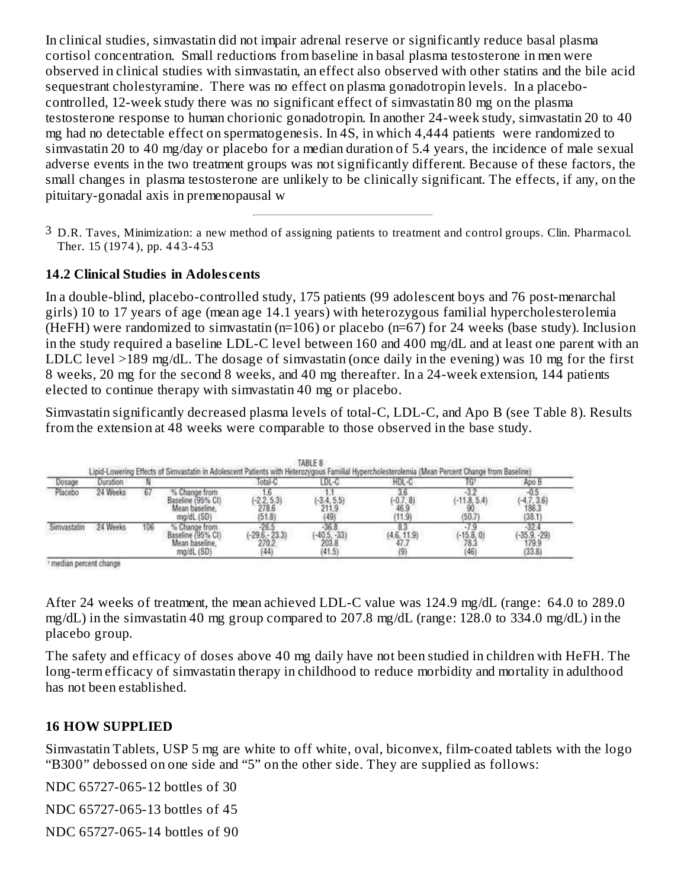In clinical studies, simvastatin did not impair adrenal reserve or significantly reduce basal plasma cortisol concentration. Small reductions from baseline in basal plasma testosterone in men were observed in clinical studies with simvastatin, an effect also observed with other statins and the bile acid sequestrant cholestyramine. There was no effect on plasma gonadotropin levels. In a placebo-controlled, 12-week study there was no significant effect of simvastatin 80 mg on the plasma testosterone response to human chorionic gonadotropin. In another 24-week study, simvastatin 20 to 40 mg had no detectable effect on spermatogenesis. In 4S, in which 4,444 patients were randomized to simvastatin 20 to 40 mg/day or placebo for a median duration of 5.4 years, the incidence of male sexual adverse events in the two treatment groups was not significantly different. Because of these factors, the small changes in plasma testosterone are unlikely to be clinically significant. The effects, if any, on the pituitary-gonadal axis in premenopausal w

[3] D.R. Taves, Minimization: a new method of assigning patients to treatment and control groups. Clin. Pharmacol. Ther. 15 (1974), pp. 443-453

### 14.2 Clinical Studies in Adolescents

In a double-blind, placebo-controlled study, 175 patients (99 adolescent boys and 76 post-menarchal girls) 10 to 17 years of age (mean age 14.1 years) with heterozygous familial hypercholesterolemia (HeFH) were randomized to simvastatin (n=106) or placebo (n=67) for 24 weeks (base study). Inclusion in the study required a baseline LDL-C level between 160 and 400 mg/dL and at least one parent with an LDLC level >189 mg/dL. The dosage of simvastatin (once daily in the evening) was 10 mg for the first 8 weeks, 20 mg for the second 8 weeks, and 40 mg thereafter. In a 24-week extension, 144 patients elected to continue therapy with simvastatin 40 mg or placebo.

Simvastatin significantly decreased plasma levels of total-C, LDL-C, and Apo B (see Table 8). Results from the extension at 48 weeks were comparable to those observed in the base study.

TABLE 8

Lipid-Lowering Effects of Simvastatin in Adolescent Patients with Heterozygous Familial Hypercholesterolemia (Mean Percent Change from Baseline)

| Dosage | Duration | N | | Total-C | LDL-C | HDL-C | TG[†] | Apo B |
|---|---|---|---|---|---|---|---|---|
| Placebo | 24 Weeks | 67 | % Change from Baseline (95% CI) | 1.6 (-2.2, 5.3) | 1.1 (-3.4, 5.5) | 3.6 (-0.7, 8) | -3.2 (-11.8, 5.4) | -0.5 (-4.7, 3.6) |
| | | | Mean baseline, mg/dL (SD) | 278.6 (51.8) | 211.9 (49) | 46.9 (11.9) | 90 (50.7) | 186.3 (38.1) |
| Simvastatin | 24 Weeks | 106 | % Change from Baseline (95% CI) | -26.5 (-29.6, -23.3) | -36.8 (-40.5, -33) | 8.3 (4.6, 11.9) | -7.9 (-15.8, 0) | -32.4 (-35.9, -29) |
| | | | Mean baseline, mg/dL (SD) | 270.2 (44) | 203.8 (41.5) | 47.7 (9) | 78.3 (46) | 179.9 (33.8) |

[†] median percent change

After 24 weeks of treatment, the mean achieved LDL-C value was 124.9 mg/dL (range: 64.0 to 289.0 mg/dL) in the simvastatin 40 mg group compared to 207.8 mg/dL (range: 128.0 to 334.0 mg/dL) in the placebo group.

The safety and efficacy of doses above 40 mg daily have not been studied in children with HeFH. The long-term efficacy of simvastatin therapy in childhood to reduce morbidity and mortality in adulthood has not been established.

## 16 HOW SUPPLIED

Simvastatin Tablets, USP 5 mg are white to off white, oval, biconvex, film-coated tablets with the logo “B300” debossed on one side and “5” on the other side. They are supplied as follows:

NDC 65727-065-12 bottles of 30

NDC 65727-065-13 bottles of 45

NDC 65727-065-14 bottles of 90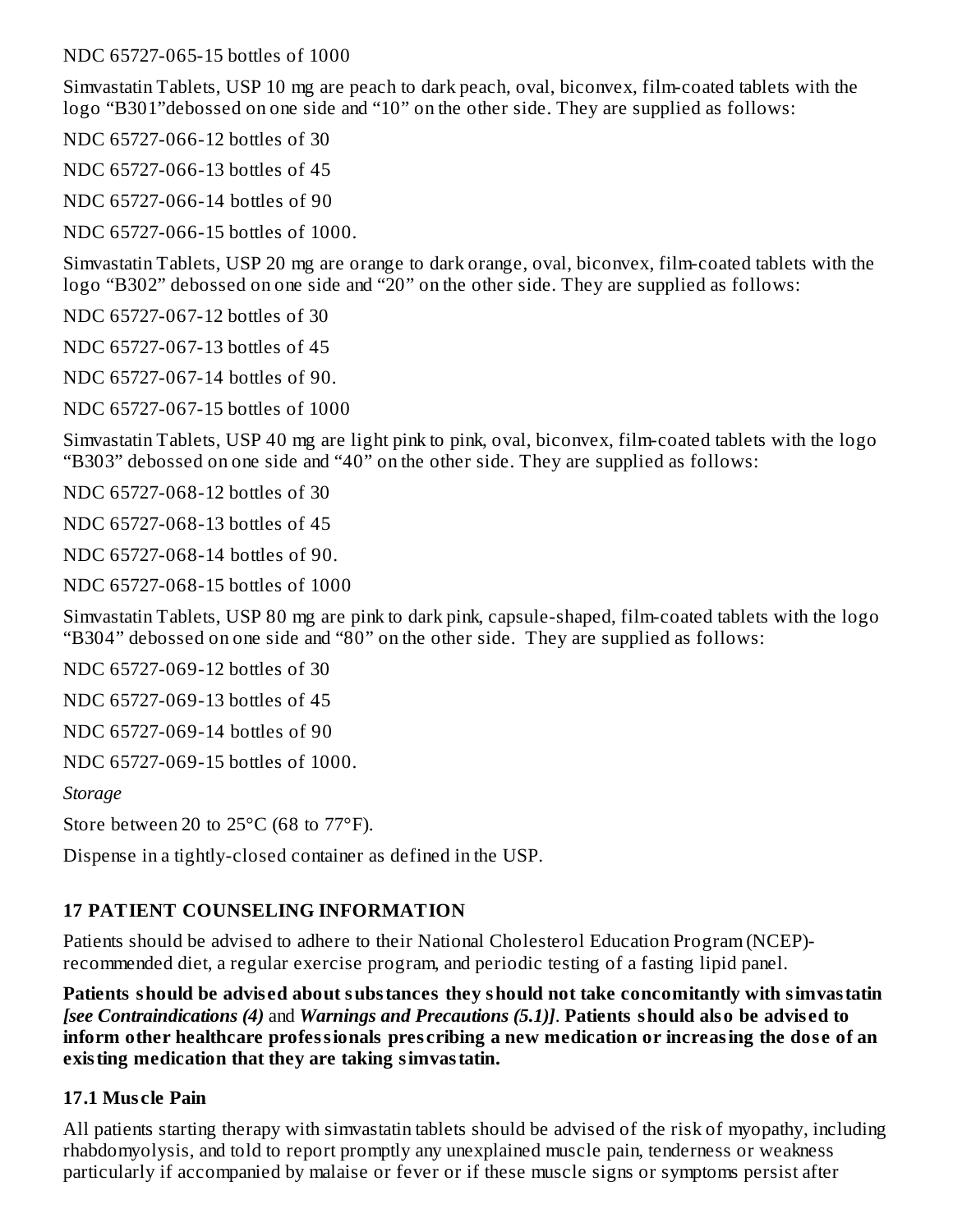NDC 65727-065-15 bottles of 1000

Simvastatin Tablets, USP 10 mg are peach to dark peach, oval, biconvex, film-coated tablets with the logo "B301"debossed on one side and "10" on the other side. They are supplied as follows:

NDC 65727-066-12 bottles of 30

NDC 65727-066-13 bottles of 45

NDC 65727-066-14 bottles of 90

NDC 65727-066-15 bottles of 1000.

Simvastatin Tablets, USP 20 mg are orange to dark orange, oval, biconvex, film-coated tablets with the logo "B302" debossed on one side and "20" on the other side. They are supplied as follows:

NDC 65727-067-12 bottles of 30

NDC 65727-067-13 bottles of 45

NDC 65727-067-14 bottles of 90.

NDC 65727-067-15 bottles of 1000

Simvastatin Tablets, USP 40 mg are light pink to pink, oval, biconvex, film-coated tablets with the logo "B303" debossed on one side and "40" on the other side. They are supplied as follows:

NDC 65727-068-12 bottles of 30

NDC 65727-068-13 bottles of 45

NDC 65727-068-14 bottles of 90.

NDC 65727-068-15 bottles of 1000

Simvastatin Tablets, USP 80 mg are pink to dark pink, capsule-shaped, film-coated tablets with the logo "B304" debossed on one side and "80" on the other side. They are supplied as follows:

NDC 65727-069-12 bottles of 30

NDC 65727-069-13 bottles of 45

NDC 65727-069-14 bottles of 90

NDC 65727-069-15 bottles of 1000.

*Storage*

Store between 20 to 25°C (68 to 77°F).

Dispense in a tightly-closed container as defined in the USP.

## 17 PATIENT COUNSELING INFORMATION

Patients should be advised to adhere to their National Cholesterol Education Program (NCEP)-recommended diet, a regular exercise program, and periodic testing of a fasting lipid panel.

**Patients should be advised about substances they should not take concomitantly with simvastatin *[see Contraindications (4)* and *Warnings and Precautions (5.1)]*. Patients should also be advised to inform other healthcare professionals prescribing a new medication or increasing the dose of an existing medication that they are taking simvastatin.**

### 17.1 Muscle Pain

All patients starting therapy with simvastatin tablets should be advised of the risk of myopathy, including rhabdomyolysis, and told to report promptly any unexplained muscle pain, tenderness or weakness particularly if accompanied by malaise or fever or if these muscle signs or symptoms persist after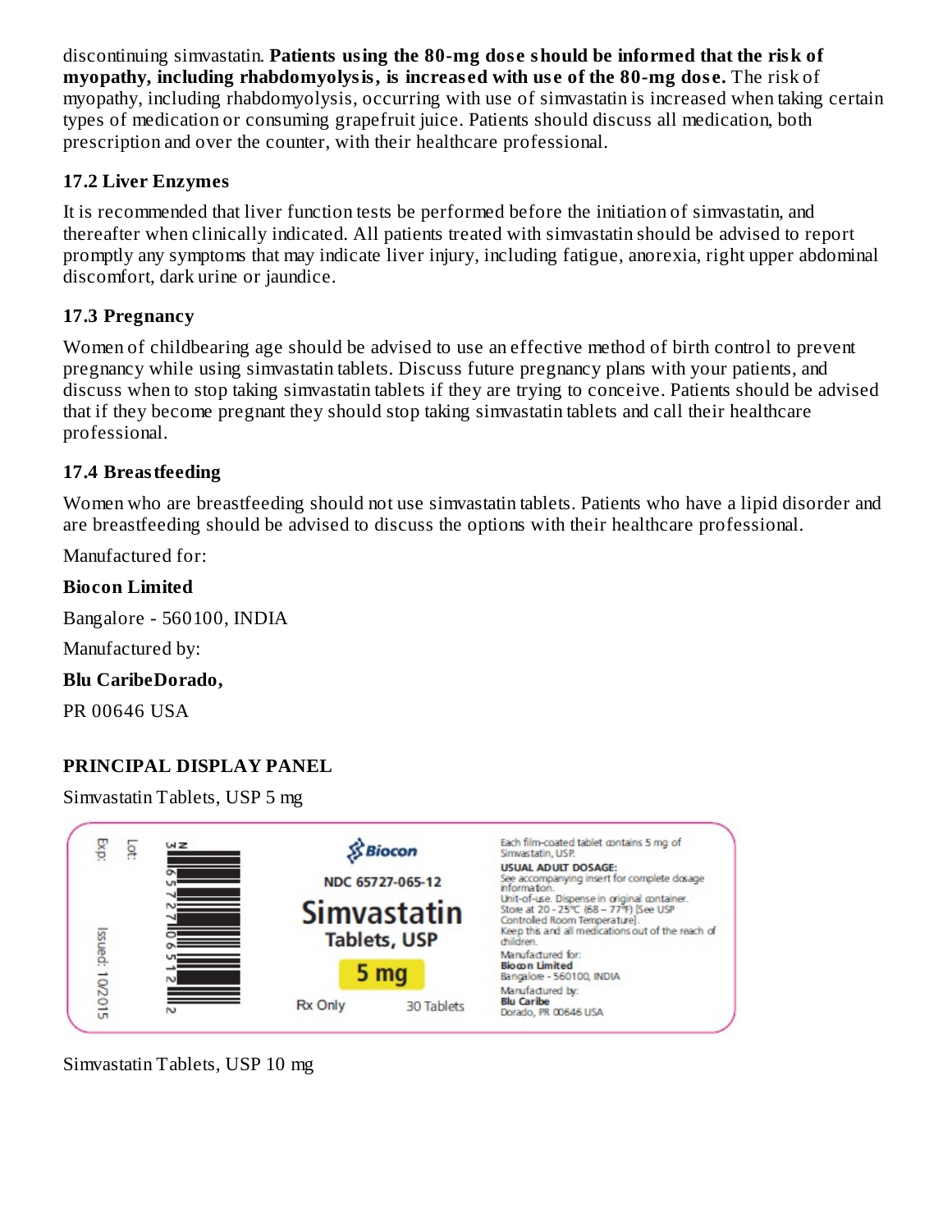discontinuing simvastatin. **Patients using the 80-mg dose should be informed that the risk of myopathy, including rhabdomyolysis, is increased with use of the 80-mg dose.** The risk of myopathy, including rhabdomyolysis, occurring with use of simvastatin is increased when taking certain types of medication or consuming grapefruit juice. Patients should discuss all medication, both prescription and over the counter, with their healthcare professional.

### 17.2 Liver Enzymes

It is recommended that liver function tests be performed before the initiation of simvastatin, and thereafter when clinically indicated. All patients treated with simvastatin should be advised to report promptly any symptoms that may indicate liver injury, including fatigue, anorexia, right upper abdominal discomfort, dark urine or jaundice.

### 17.3 Pregnancy

Women of childbearing age should be advised to use an effective method of birth control to prevent pregnancy while using simvastatin tablets. Discuss future pregnancy plans with your patients, and discuss when to stop taking simvastatin tablets if they are trying to conceive. Patients should be advised that if they become pregnant they should stop taking simvastatin tablets and call their healthcare professional.

### 17.4 Breastfeeding

Women who are breastfeeding should not use simvastatin tablets. Patients who have a lipid disorder and are breastfeeding should be advised to discuss the options with their healthcare professional.

Manufactured for:

**Biocon Limited**

Bangalore - 560100, INDIA

Manufactured by:

**Blu CaribeDorado,**

PR 00646 USA

### PRINCIPAL DISPLAY PANEL

Simvastatin Tablets, USP 5 mg

Exp:

Lot:

Issued: 10/2015

N 3 65727 06512 2

Biocon

NDC 65727-065-12

Simvastatin Tablets, USP

5 mg

Rx Only 30 Tablets

Each film-coated tablet contains 5 mg of Simvastatin, USP.

**USUAL ADULT DOSAGE:**
See accompanying insert for complete dosage information.

Unit-of-use. Dispense in original container.
Store at 20 - 25°C (68 – 77°F) [See USP Controlled Room Temperature].
Keep this and all medications out of the reach of children.

Manufactured for:
**Biocon Limited**
Bangalore - 560100, INDIA

Manufactured by:
**Blu Caribe**
Dorado, PR 00646 USA

Simvastatin Tablets, USP 10 mg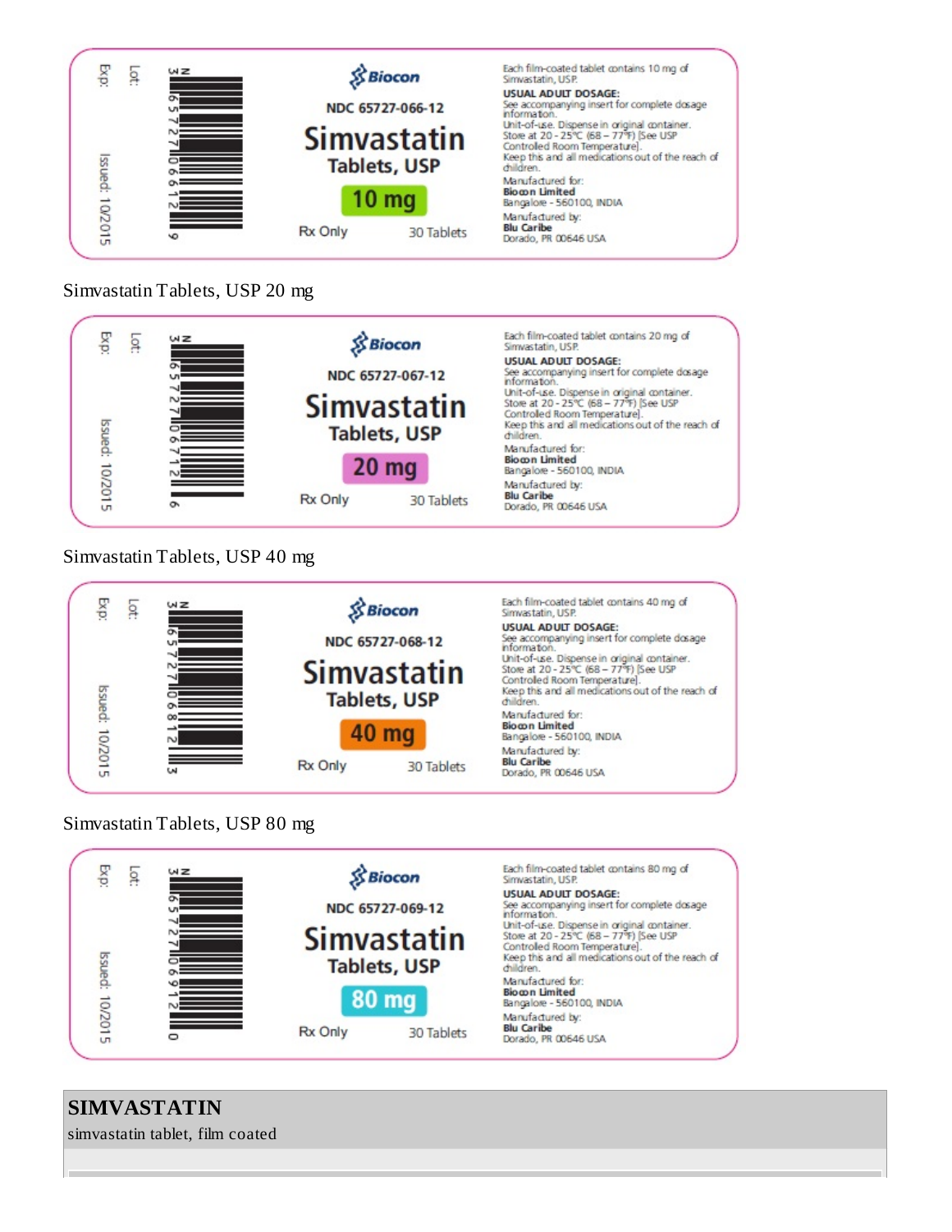Exp:

Lot:

Issued: 10/2015

N 3 65727 06612 9

Biocon

NDC 65727-066-12

**Simvastatin**

**Tablets, USP**

**10 mg**

Rx Only

30 Tablets

Each film-coated tablet contains 10 mg of Simvastatin, USP.

**USUAL ADULT DOSAGE:**

See accompanying insert for complete dosage information.

Unit-of-use. Dispense in original container.

Store at 20 - 25°C (68 – 77°F) [See USP Controlled Room Temperature].

Keep this and all medications out of the reach of children.

Manufactured for:

**Biocon Limited**

Bangalore - 560100, INDIA

Manufactured by:

**Blu Caribe**

Dorado, PR 00646 USA

Simvastatin Tablets, USP 20 mg

Exp:

Lot:

Issued: 10/2015

N 3 65727 06712 6

Biocon

NDC 65727-067-12

**Simvastatin**

**Tablets, USP**

**20 mg**

Rx Only

30 Tablets

Each film-coated tablet contains 20 mg of Simvastatin, USP.

**USUAL ADULT DOSAGE:**

See accompanying insert for complete dosage information.

Unit-of-use. Dispense in original container.

Store at 20 - 25°C (68 – 77°F) [See USP Controlled Room Temperature].

Keep this and all medications out of the reach of children.

Manufactured for:

**Biocon Limited**

Bangalore - 560100, INDIA

Manufactured by:

**Blu Caribe**

Dorado, PR 00646 USA

Simvastatin Tablets, USP 40 mg

Exp:

Lot:

Issued: 10/2015

N 3 65727 06812 3

Biocon

NDC 65727-068-12

**Simvastatin**

**Tablets, USP**

**40 mg**

Rx Only

30 Tablets

Each film-coated tablet contains 40 mg of Simvastatin, USP.

**USUAL ADULT DOSAGE:**

See accompanying insert for complete dosage information.

Unit-of-use. Dispense in original container.

Store at 20 - 25°C (68 – 77°F) [See USP Controlled Room Temperature].

Keep this and all medications out of the reach of children.

Manufactured for:

**Biocon Limited**

Bangalore - 560100, INDIA

Manufactured by:

**Blu Caribe**

Dorado, PR 00646 USA

Simvastatin Tablets, USP 80 mg

Exp:

Lot:

Issued: 10/2015

N 3 65727 06912 0

Biocon

NDC 65727-069-12

**Simvastatin**

**Tablets, USP**

**80 mg**

Rx Only

30 Tablets

Each film-coated tablet contains 80 mg of Simvastatin, USP.

**USUAL ADULT DOSAGE:**

See accompanying insert for complete dosage information.

Unit-of-use. Dispense in original container.

Store at 20 - 25°C (68 – 77°F) [See USP Controlled Room Temperature].

Keep this and all medications out of the reach of children.

Manufactured for:

**Biocon Limited**

Bangalore - 560100, INDIA

Manufactured by:

**Blu Caribe**

Dorado, PR 00646 USA

**SIMVASTATIN**

simvastatin tablet, film coated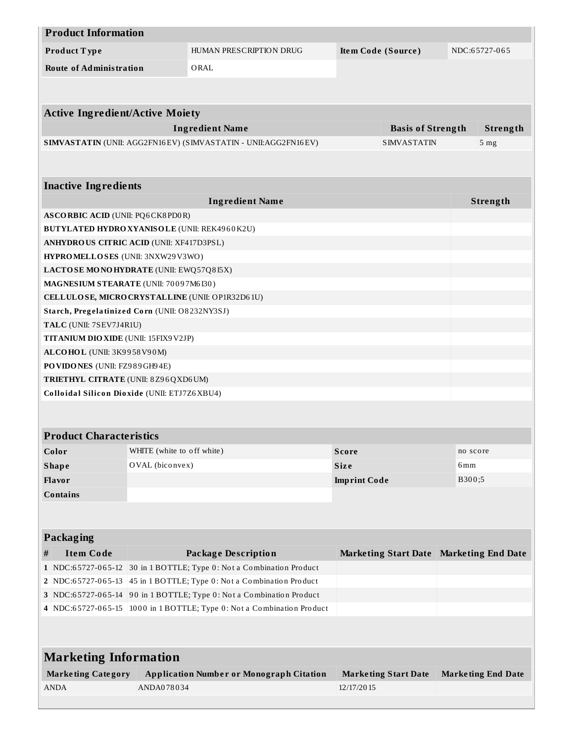| Product Information | | | |
|---|---|---|---|
| **Product Type** | HUMAN PRESCRIPTION DRUG | **Item Code (Source)** | NDC:65727-065 |
| **Route of Administration** | ORAL | | |

| Active Ingredient/Active Moiety | | |
|---|---|---|
| **Ingredient Name** | **Basis of Strength** | **Strength** |
| **SIMVASTATIN** (UNII: AGG2FN16EV) (SIMVASTATIN - UNII:AGG2FN16EV) | SIMVASTATIN | 5 mg |

| Inactive Ingredients | |
|---|---|
| **Ingredient Name** | **Strength** |
| **ASCORBIC ACID** (UNII: PQ6CK8PD0R) | |
| **BUTYLATED HYDROXYANISOLE** (UNII: REK4960K2U) | |
| **ANHYDROUS CITRIC ACID** (UNII: XF417D3PSL) | |
| **HYPROMELLOSES** (UNII: 3NXW29V3WO) | |
| **LACTOSE MONOHYDRATE** (UNII: EWQ57Q8I5X) | |
| **MAGNESIUM STEARATE** (UNII: 70097M6I30) | |
| **CELLULOSE, MICROCRYSTALLINE** (UNII: OP1R32D61U) | |
| **Starch, Pregelatinized Corn** (UNII: O8232NY3SJ) | |
| **TALC** (UNII: 7SEV7J4R1U) | |
| **TITANIUM DIOXIDE** (UNII: 15FIX9V2JP) | |
| **ALCOHOL** (UNII: 3K9958V90M) | |
| **POVIDONES** (UNII: FZ989GH94E) | |
| **TRIETHYL CITRATE** (UNII: 8Z96QXD6UM) | |
| **Colloidal Silicon Dioxide** (UNII: ETJ7Z6XBU4) | |

| Product Characteristics | | | |
|---|---|---|---|
| **Color** | WHITE (white to off white) | **Score** | no score |
| **Shape** | OVAL (biconvex) | **Size** | 6mm |
| **Flavor** | | **Imprint Code** | B300;5 |
| **Contains** | | | |

| Packaging | | | | |
|---|---|---|---|---|
| **#** | **Item Code** | **Package Description** | **Marketing Start Date** | **Marketing End Date** |
| **1** | NDC:65727-065-12 | 30 in 1 BOTTLE; Type 0: Not a Combination Product | | |
| **2** | NDC:65727-065-13 | 45 in 1 BOTTLE; Type 0: Not a Combination Product | | |
| **3** | NDC:65727-065-14 | 90 in 1 BOTTLE; Type 0: Not a Combination Product | | |
| **4** | NDC:65727-065-15 | 1000 in 1 BOTTLE; Type 0: Not a Combination Product | | |

| Marketing Information | | | |
|---|---|---|---|
| **Marketing Category** | **Application Number or Monograph Citation** | **Marketing Start Date** | **Marketing End Date** |
| ANDA | ANDA078034 | 12/17/2015 | |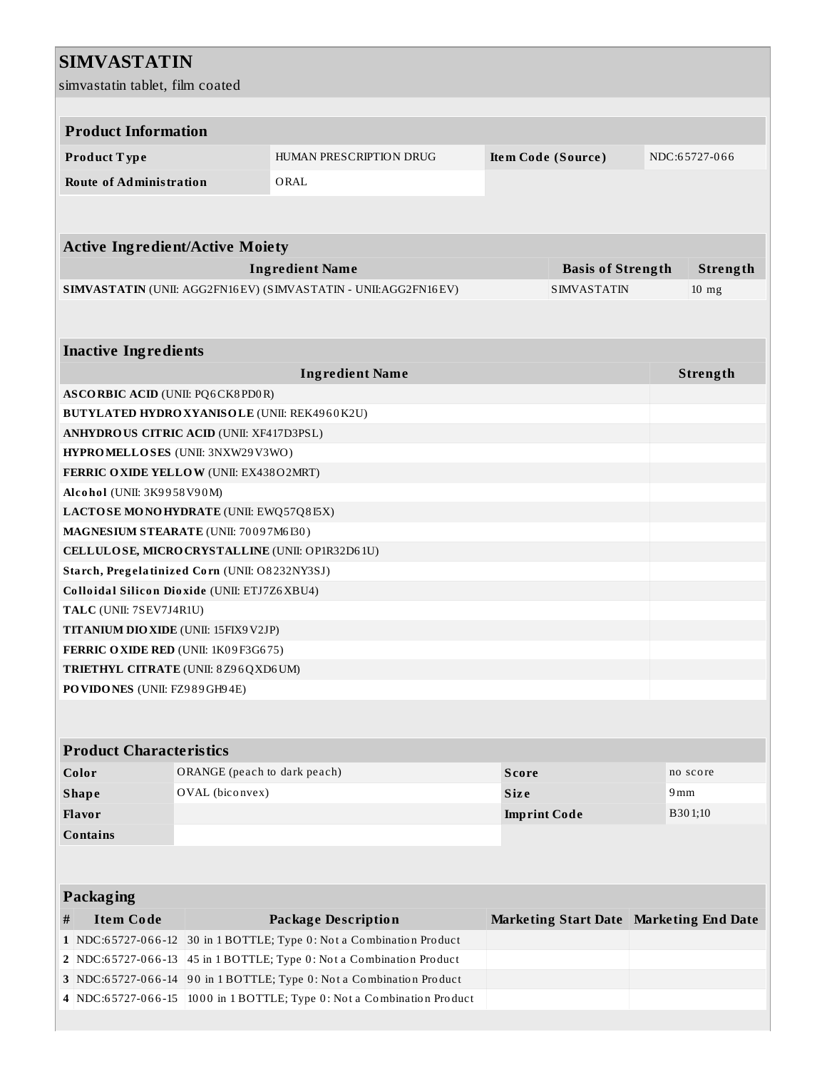# SIMVASTATIN

simvastatin tablet, film coated

## Product Information

| Product Type | HUMAN PRESCRIPTION DRUG | Item Code (Source) | NDC:65727-066 |
|---|---|---|---|
| Route of Administration | ORAL | | |

## Active Ingredient/Active Moiety

| Ingredient Name | Basis of Strength | Strength |
|---|---|---|
| **SIMVASTATIN** (UNII: AGG2FN16EV) (SIMVASTATIN - UNII:AGG2FN16EV) | SIMVASTATIN | 10 mg |

## Inactive Ingredients

| Ingredient Name | Strength |
|---|---|
| **ASCORBIC ACID** (UNII: PQ6CK8PD0R) | |
| **BUTYLATED HYDROXYANISOLE** (UNII: REK4960K2U) | |
| **ANHYDROUS CITRIC ACID** (UNII: XF417D3PSL) | |
| **HYPROMELLOSES** (UNII: 3NXW29V3WO) | |
| **FERRIC OXIDE YELLOW** (UNII: EX438O2MRT) | |
| **Alcohol** (UNII: 3K9958V90M) | |
| **LACTOSE MONOHYDRATE** (UNII: EWQ57Q8I5X) | |
| **MAGNESIUM STEARATE** (UNII: 70097M6I30) | |
| **CELLULOSE, MICROCRYSTALLINE** (UNII: OP1R32D61U) | |
| **Starch, Pregelatinized Corn** (UNII: O8232NY3SJ) | |
| **Colloidal Silicon Dioxide** (UNII: ETJ7Z6XBU4) | |
| **TALC** (UNII: 7SEV7J4R1U) | |
| **TITANIUM DIOXIDE** (UNII: 15FIX9V2JP) | |
| **FERRIC OXIDE RED** (UNII: 1K09F3G675) | |
| **TRIETHYL CITRATE** (UNII: 8Z96QXD6UM) | |
| **POVIDONES** (UNII: FZ989GH94E) | |

## Product Characteristics

| Color | ORANGE (peach to dark peach) | Score | no score |
|---|---|---|---|
| Shape | OVAL (biconvex) | Size | 9mm |
| Flavor | | Imprint Code | B301;10 |
| Contains | | | |

## Packaging

| # | Item Code | Package Description | Marketing Start Date | Marketing End Date |
|---|---|---|---|---|
| 1 | NDC:65727-066-12 | 30 in 1 BOTTLE; Type 0: Not a Combination Product | | |
| 2 | NDC:65727-066-13 | 45 in 1 BOTTLE; Type 0: Not a Combination Product | | |
| 3 | NDC:65727-066-14 | 90 in 1 BOTTLE; Type 0: Not a Combination Product | | |
| 4 | NDC:65727-066-15 | 1000 in 1 BOTTLE; Type 0: Not a Combination Product | | |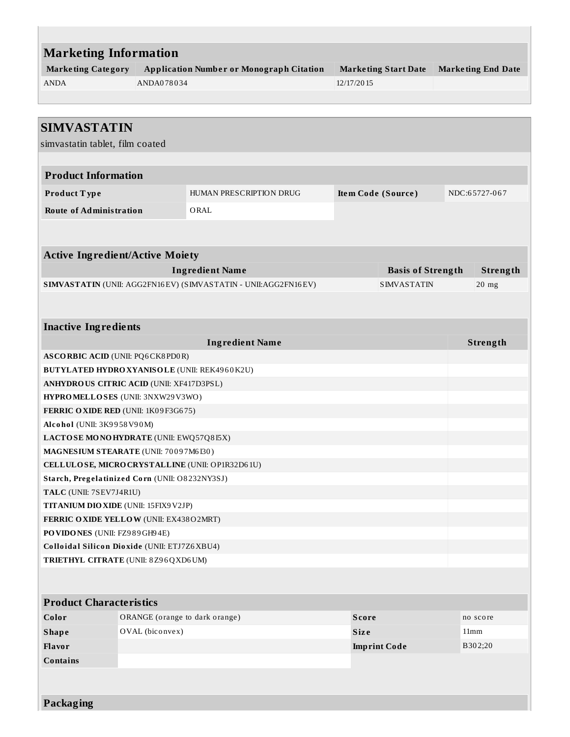## Marketing Information

| Marketing Category | Application Number or Monograph Citation | Marketing Start Date | Marketing End Date |
|---|---|---|---|
| ANDA | ANDA078034 | 12/17/2015 | |

## SIMVASTATIN

simvastatin tablet, film coated

### Product Information

| | | | |
|---|---|---|---|
| **Product Type** | HUMAN PRESCRIPTION DRUG | **Item Code (Source)** | NDC:65727-067 |
| **Route of Administration** | ORAL | | |

### Active Ingredient/Active Moiety

| Ingredient Name | Basis of Strength | Strength |
|---|---|---|
| **SIMVASTATIN** (UNII: AGG2FN16EV) (SIMVASTATIN - UNII:AGG2FN16EV) | SIMVASTATIN | 20 mg |

### Inactive Ingredients

| Ingredient Name | Strength |
|---|---|
| **ASCORBIC ACID** (UNII: PQ6CK8PD0R) | |
| **BUTYLATED HYDROXYANISOLE** (UNII: REK4960K2U) | |
| **ANHYDROUS CITRIC ACID** (UNII: XF417D3PSL) | |
| **HYPROMELLOSES** (UNII: 3NXW29V3WO) | |
| **FERRIC OXIDE RED** (UNII: 1K09F3G675) | |
| **Alcohol** (UNII: 3K9958V90M) | |
| **LACTOSE MONOHYDRATE** (UNII: EWQ57Q8I5X) | |
| **MAGNESIUM STEARATE** (UNII: 70097M6I30) | |
| **CELLULOSE, MICROCRYSTALLINE** (UNII: OP1R32D61U) | |
| **Starch, Pregelatinized Corn** (UNII: O8232NY3SJ) | |
| **TALC** (UNII: 7SEV7J4R1U) | |
| **TITANIUM DIOXIDE** (UNII: 15FIX9V2JP) | |
| **FERRIC OXIDE YELLOW** (UNII: EX438O2MRT) | |
| **POVIDONES** (UNII: FZ989GH94E) | |
| **Colloidal Silicon Dioxide** (UNII: ETJ7Z6XBU4) | |
| **TRIETHYL CITRATE** (UNII: 8Z96QXD6UM) | |

### Product Characteristics

| | | | |
|---|---|---|---|
| **Color** | ORANGE (orange to dark orange) | **Score** | no score |
| **Shape** | OVAL (biconvex) | **Size** | 11mm |
| **Flavor** | | **Imprint Code** | B302;20 |
| **Contains** | | | |

### Packaging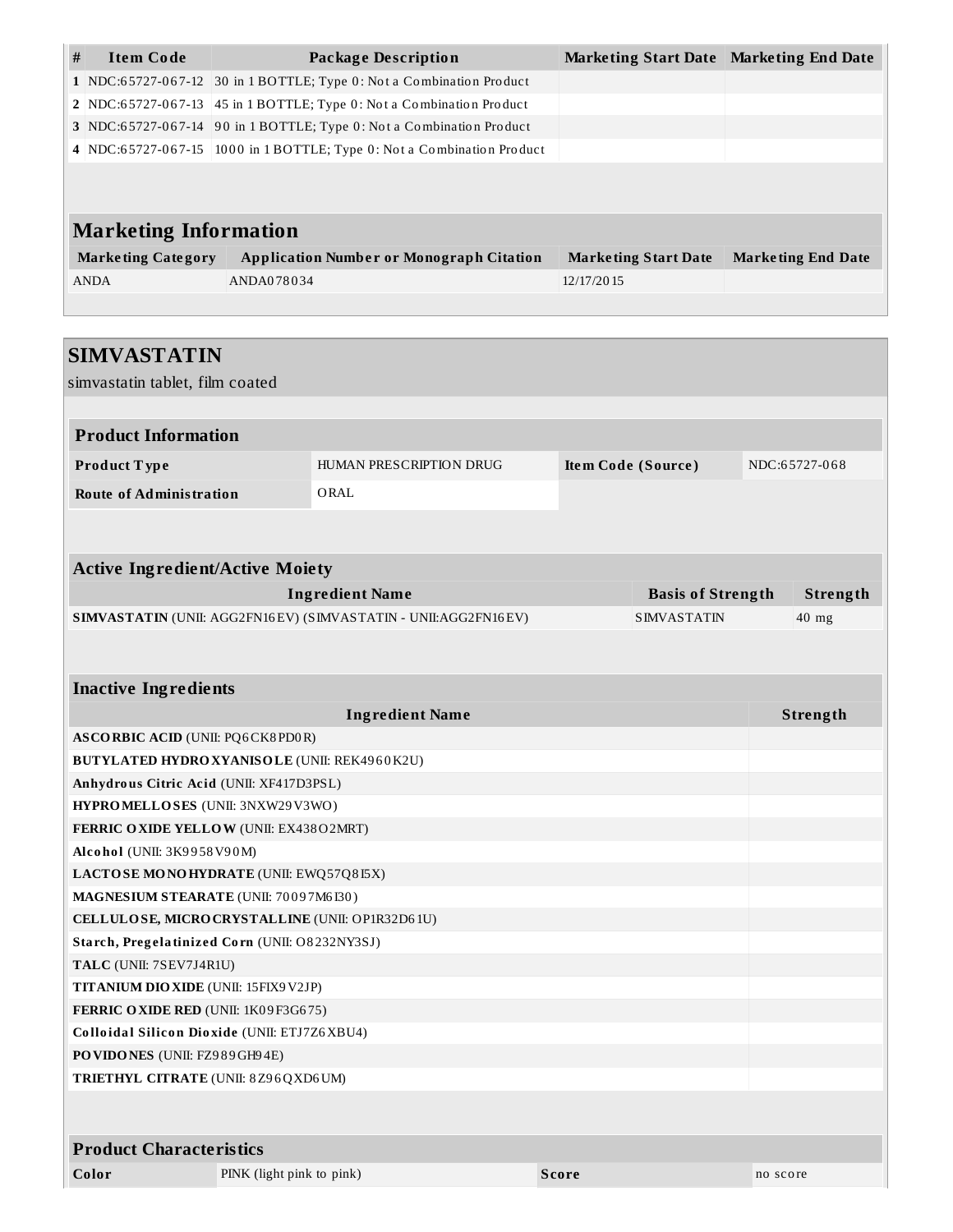| # | Item Code | Package Description | Marketing Start Date | Marketing End Date |
|---|---|---|---|---|
| 1 | NDC:65727-067-12 | 30 in 1 BOTTLE; Type 0: Not a Combination Product | | |
| 2 | NDC:65727-067-13 | 45 in 1 BOTTLE; Type 0: Not a Combination Product | | |
| 3 | NDC:65727-067-14 | 90 in 1 BOTTLE; Type 0: Not a Combination Product | | |
| 4 | NDC:65727-067-15 | 1000 in 1 BOTTLE; Type 0: Not a Combination Product | | |

## Marketing Information

| Marketing Category | Application Number or Monograph Citation | Marketing Start Date | Marketing End Date |
|---|---|---|---|
| ANDA | ANDA078034 | 12/17/2015 | |

## SIMVASTATIN

simvastatin tablet, film coated

### Product Information

| | | | |
|---|---|---|---|
| **Product Type** | HUMAN PRESCRIPTION DRUG | **Item Code (Source)** | NDC:65727-068 |
| **Route of Administration** | ORAL | | |

### Active Ingredient/Active Moiety

| Ingredient Name | Basis of Strength | Strength |
|---|---|---|
| **SIMVASTATIN** (UNII: AGG2FN16EV) (SIMVASTATIN - UNII:AGG2FN16EV) | SIMVASTATIN | 40 mg |

### Inactive Ingredients

| Ingredient Name | Strength |
|---|---|
| **ASCORBIC ACID** (UNII: PQ6CK8PD0R) | |
| **BUTYLATED HYDROXYANISOLE** (UNII: REK4960K2U) | |
| **Anhydrous Citric Acid** (UNII: XF417D3PSL) | |
| **HYPROMELLOSES** (UNII: 3NXW29V3WO) | |
| **FERRIC OXIDE YELLOW** (UNII: EX438O2MRT) | |
| **Alcohol** (UNII: 3K9958V90M) | |
| **LACTOSE MONOHYDRATE** (UNII: EWQ57Q8I5X) | |
| **MAGNESIUM STEARATE** (UNII: 70097M6I30) | |
| **CELLULOSE, MICROCRYSTALLINE** (UNII: OP1R32D61U) | |
| **Starch, Pregelatinized Corn** (UNII: O8232NY3SJ) | |
| **TALC** (UNII: 7SEV7J4R1U) | |
| **TITANIUM DIOXIDE** (UNII: 15FIX9V2JP) | |
| **FERRIC OXIDE RED** (UNII: 1K09F3G675) | |
| **Colloidal Silicon Dioxide** (UNII: ETJ7Z6XBU4) | |
| **POVIDONES** (UNII: FZ989GH94E) | |
| **TRIETHYL CITRATE** (UNII: 8Z96QXD6UM) | |

### Product Characteristics

| | | | |
|---|---|---|---|
| **Color** | PINK (light pink to pink) | **Score** | no score |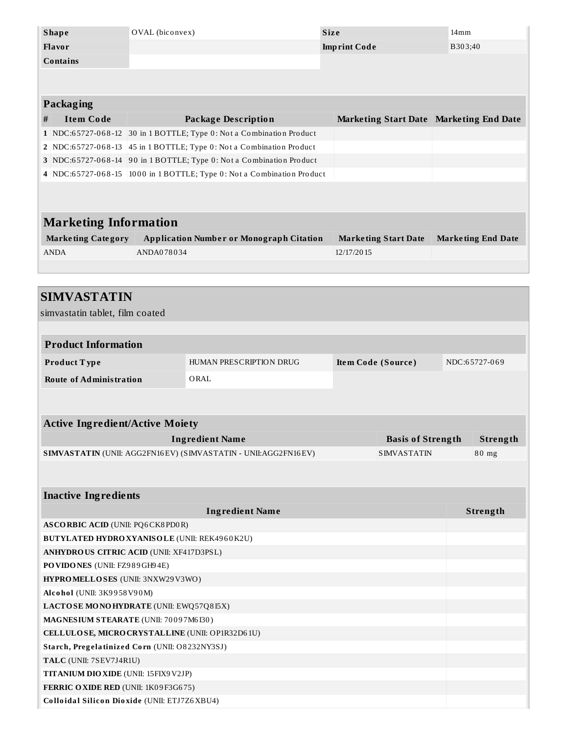| | | | |
|---|---|---|---|
| **Shape** | OVAL (biconvex) | **Size** | 14mm |
| **Flavor** | | **Imprint Code** | B303;40 |
| **Contains** | | | |

**Packaging**

| # | Item Code | Package Description | Marketing Start Date | Marketing End Date |
|---|---|---|---|---|
| 1 | NDC:65727-068-12 | 30 in 1 BOTTLE; Type 0: Not a Combination Product | | |
| 2 | NDC:65727-068-13 | 45 in 1 BOTTLE; Type 0: Not a Combination Product | | |
| 3 | NDC:65727-068-14 | 90 in 1 BOTTLE; Type 0: Not a Combination Product | | |
| 4 | NDC:65727-068-15 | 1000 in 1 BOTTLE; Type 0: Not a Combination Product | | |

## Marketing Information

| Marketing Category | Application Number or Monograph Citation | Marketing Start Date | Marketing End Date |
|---|---|---|---|
| ANDA | ANDA078034 | 12/17/2015 | |

# SIMVASTATIN

simvastatin tablet, film coated

**Product Information**

| | | | |
|---|---|---|---|
| **Product Type** | HUMAN PRESCRIPTION DRUG | **Item Code (Source)** | NDC:65727-069 |
| **Route of Administration** | ORAL | | |

**Active Ingredient/Active Moiety**

| Ingredient Name | Basis of Strength | Strength |
|---|---|---|
| **SIMVASTATIN** (UNII: AGG2FN16EV) (SIMVASTATIN - UNII:AGG2FN16EV) | SIMVASTATIN | 80 mg |

**Inactive Ingredients**

| Ingredient Name | Strength |
|---|---|
| **ASCORBIC ACID** (UNII: PQ6CK8PD0R) | |
| **BUTYLATED HYDROXYANISOLE** (UNII: REK4960K2U) | |
| **ANHYDROUS CITRIC ACID** (UNII: XF417D3PSL) | |
| **POVIDONES** (UNII: FZ989GH94E) | |
| **HYPROMELLOSES** (UNII: 3NXW29V3WO) | |
| **Alcohol** (UNII: 3K9958V90M) | |
| **LACTOSE MONOHYDRATE** (UNII: EWQ57Q8I5X) | |
| **MAGNESIUM STEARATE** (UNII: 70097M6I30) | |
| **CELLULOSE, MICROCRYSTALLINE** (UNII: OP1R32D61U) | |
| **Starch, Pregelatinized Corn** (UNII: O8232NY3SJ) | |
| **TALC** (UNII: 7SEV7J4R1U) | |
| **TITANIUM DIOXIDE** (UNII: 15FIX9V2JP) | |
| **FERRIC OXIDE RED** (UNII: 1K09F3G675) | |
| **Colloidal Silicon Dioxide** (UNII: ETJ7Z6XBU4) | |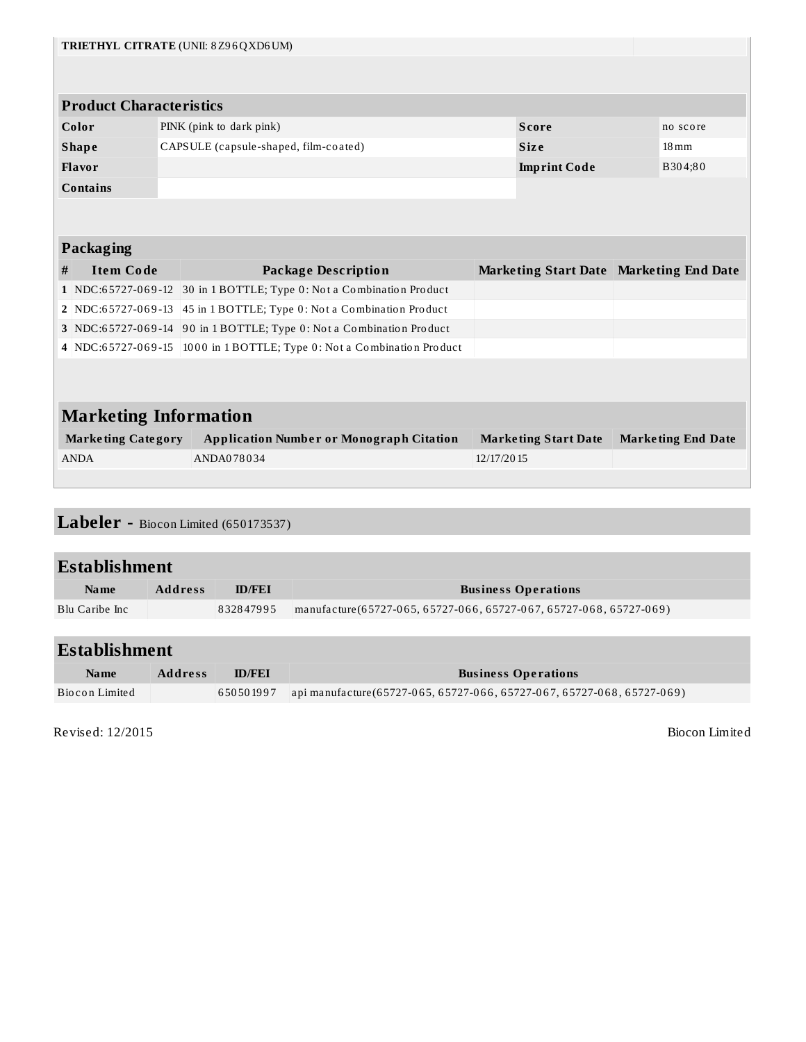| | |
|---|---|
| **TRIETHYL CITRATE** (UNII: 8Z96QXD6UM) | |

## Product Characteristics

| | | | |
|---|---|---|---|
| **Color** | PINK (pink to dark pink) | **Score** | no score |
| **Shape** | CAPSULE (capsule-shaped, film-coated) | **Size** | 18mm |
| **Flavor** | | **Imprint Code** | B304;80 |
| **Contains** | | | |

## Packaging

| # | Item Code | Package Description | Marketing Start Date | Marketing End Date |
|---|---|---|---|---|
| 1 | NDC:65727-069-12 | 30 in 1 BOTTLE; Type 0: Not a Combination Product | | |
| 2 | NDC:65727-069-13 | 45 in 1 BOTTLE; Type 0: Not a Combination Product | | |
| 3 | NDC:65727-069-14 | 90 in 1 BOTTLE; Type 0: Not a Combination Product | | |
| 4 | NDC:65727-069-15 | 1000 in 1 BOTTLE; Type 0: Not a Combination Product | | |

## Marketing Information

| Marketing Category | Application Number or Monograph Citation | Marketing Start Date | Marketing End Date |
|---|---|---|---|
| ANDA | ANDA078034 | 12/17/2015 | |

## Labeler - Biocon Limited (650173537)

## Establishment

| Name | Address | ID/FEI | Business Operations |
|---|---|---|---|
| Blu Caribe Inc | | 832847995 | manufacture(65727-065, 65727-066, 65727-067, 65727-068, 65727-069) |

## Establishment

| Name | Address | ID/FEI | Business Operations |
|---|---|---|---|
| Biocon Limited | | 650501997 | api manufacture(65727-065, 65727-066, 65727-067, 65727-068, 65727-069) |

Revised: 12/2015

Biocon Limited